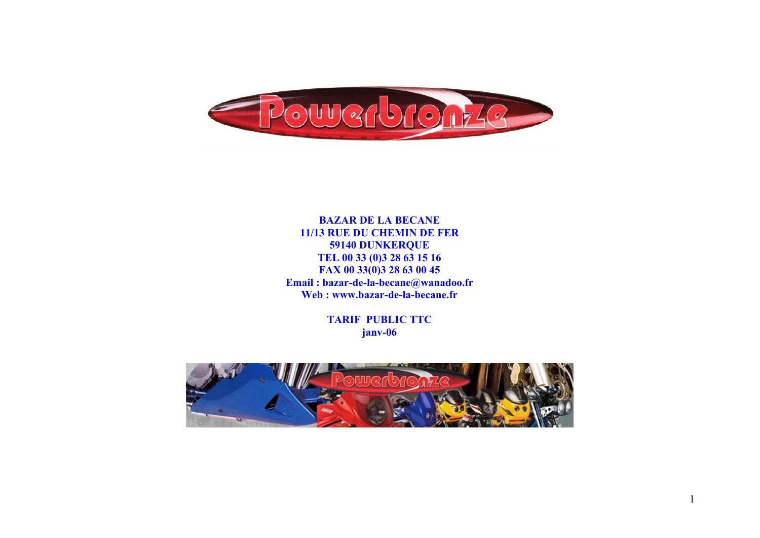**BAZAR DE LA BECANE**
**11/13 RUE DU CHEMIN DE FER**
**59140 DUNKERQUE**
**TEL 00 33 (0)3 28 63 15 16**
**FAX 00 33(0)3 28 63 00 45**
**Email : bazar-de-la-becane@wanadoo.fr**
**Web : www.bazar-de-la-becane.fr**

**TARIF PUBLIC TTC**
**janv-06**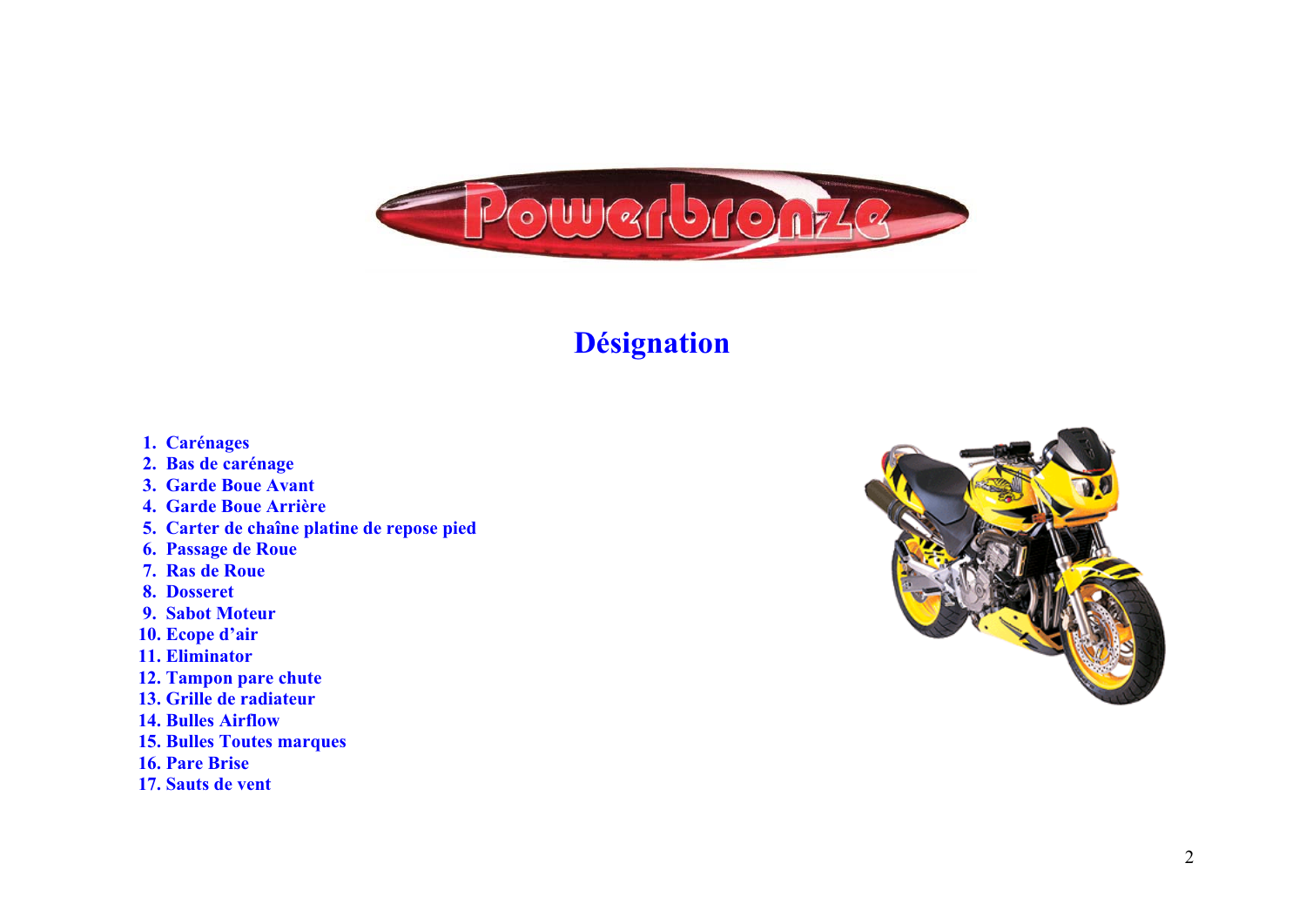# Désignation

1. Carénages
2. Bas de carénage
3. Garde Boue Avant
4. Garde Boue Arrière
5. Carter de chaîne platine de repose pied
6. Passage de Roue
7. Ras de Roue
8. Dosseret
9. Sabot Moteur
10. Ecope d'air
11. Eliminator
12. Tampon pare chute
13. Grille de radiateur
14. Bulles Airflow
15. Bulles Toutes marques
16. Pare Brise
17. Sauts de vent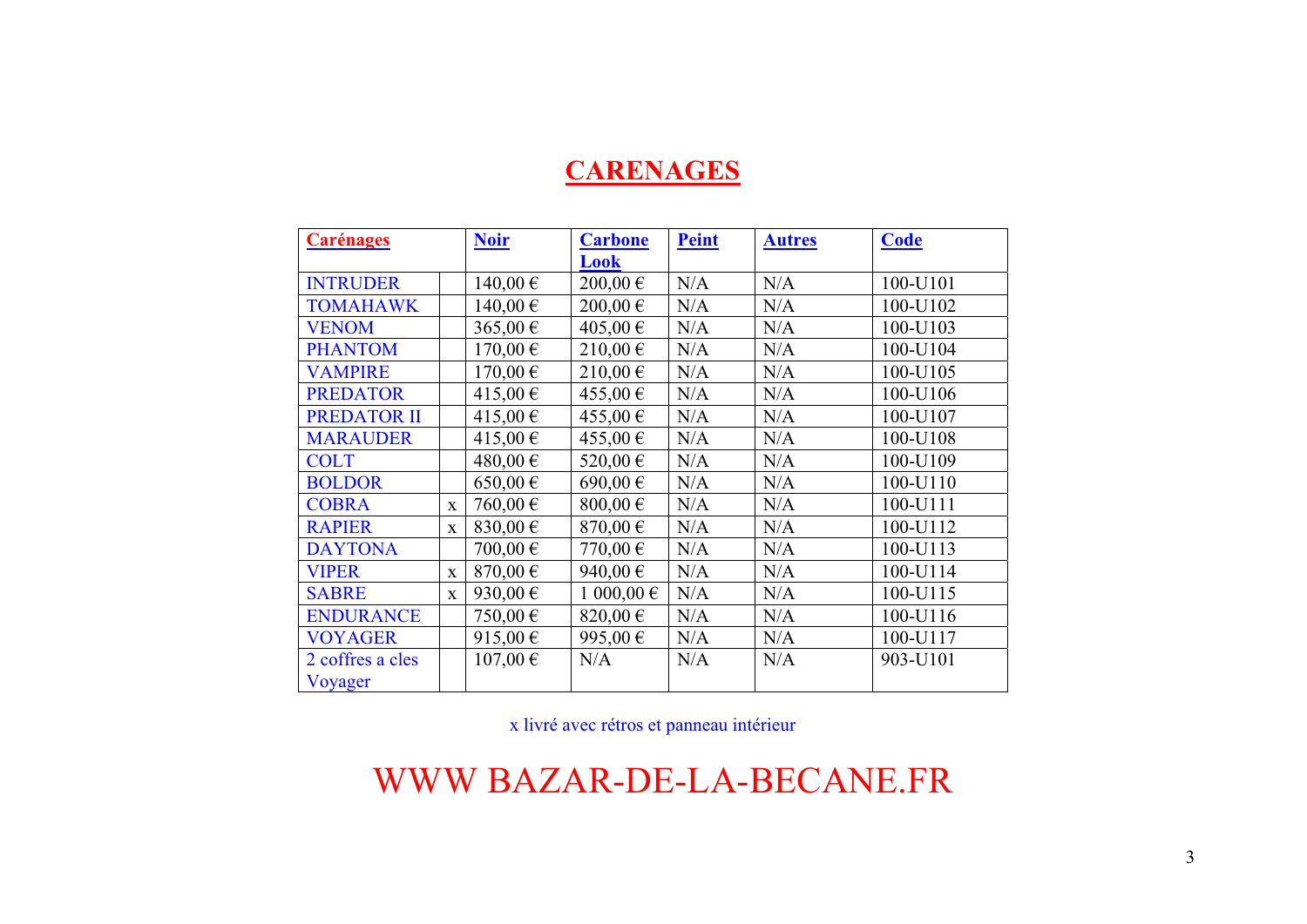# CARENAGES

| Carénages | | Noir | Carbone Look | Peint | Autres | Code |
|---|---|---|---|---|---|---|
| INTRUDER | | 140,00 € | 200,00 € | N/A | N/A | 100-U101 |
| TOMAHAWK | | 140,00 € | 200,00 € | N/A | N/A | 100-U102 |
| VENOM | | 365,00 € | 405,00 € | N/A | N/A | 100-U103 |
| PHANTOM | | 170,00 € | 210,00 € | N/A | N/A | 100-U104 |
| VAMPIRE | | 170,00 € | 210,00 € | N/A | N/A | 100-U105 |
| PREDATOR | | 415,00 € | 455,00 € | N/A | N/A | 100-U106 |
| PREDATOR II | | 415,00 € | 455,00 € | N/A | N/A | 100-U107 |
| MARAUDER | | 415,00 € | 455,00 € | N/A | N/A | 100-U108 |
| COLT | | 480,00 € | 520,00 € | N/A | N/A | 100-U109 |
| BOLDOR | | 650,00 € | 690,00 € | N/A | N/A | 100-U110 |
| COBRA | x | 760,00 € | 800,00 € | N/A | N/A | 100-U111 |
| RAPIER | x | 830,00 € | 870,00 € | N/A | N/A | 100-U112 |
| DAYTONA | | 700,00 € | 770,00 € | N/A | N/A | 100-U113 |
| VIPER | x | 870,00 € | 940,00 € | N/A | N/A | 100-U114 |
| SABRE | x | 930,00 € | 1 000,00 € | N/A | N/A | 100-U115 |
| ENDURANCE | | 750,00 € | 820,00 € | N/A | N/A | 100-U116 |
| VOYAGER | | 915,00 € | 995,00 € | N/A | N/A | 100-U117 |
| 2 coffres a cles Voyager | | 107,00 € | N/A | N/A | N/A | 903-U101 |

x livré avec rétros et panneau intérieur

WWW BAZAR-DE-LA-BECANE.FR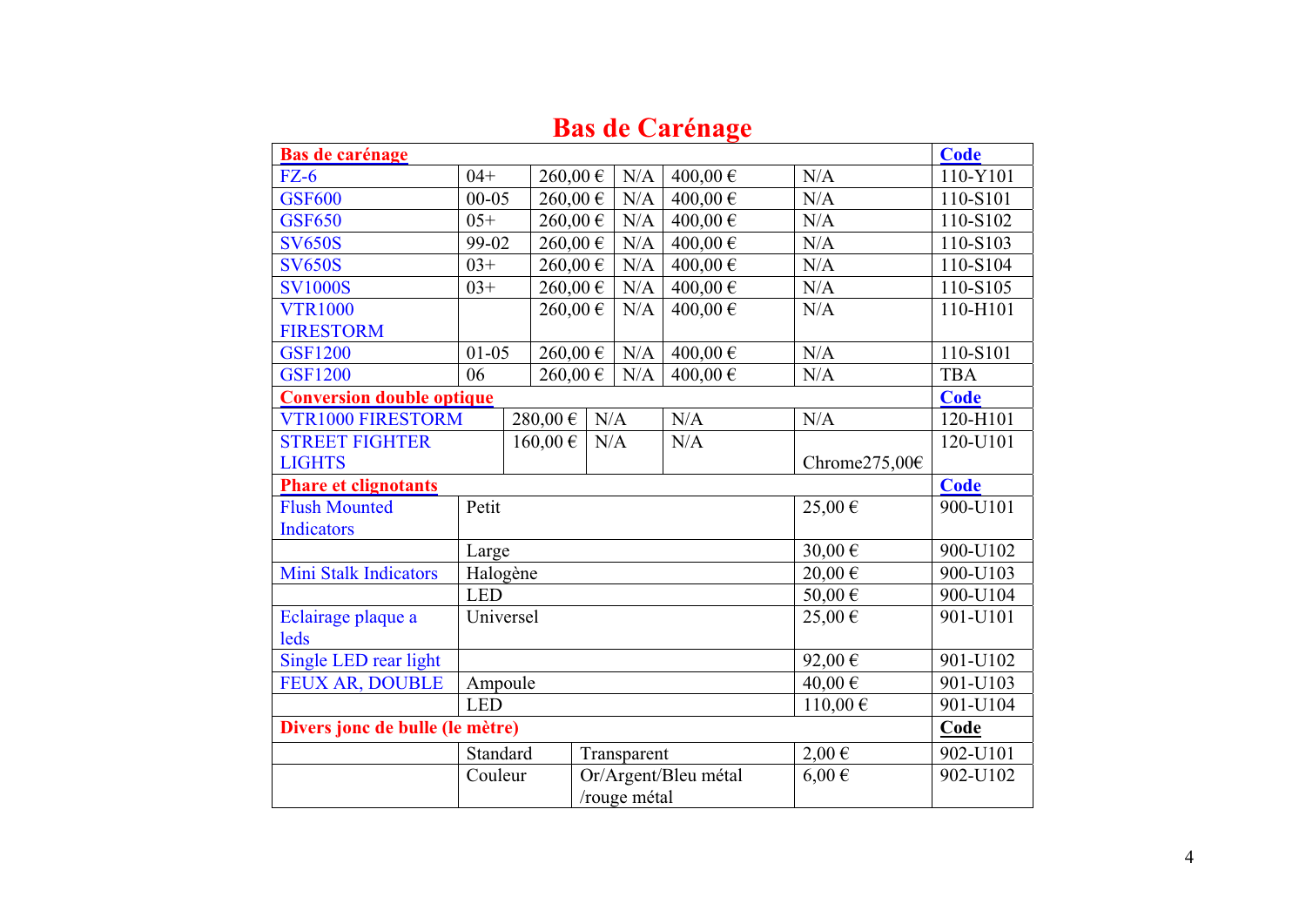# Bas de Carénage

| **Bas de carénage** | | | | | | **Code** |
|---|---|---|---|---|---|---|
| FZ-6 | 04+ | 260,00 € | N/A | 400,00 € | N/A | 110-Y101 |
| GSF600 | 00-05 | 260,00 € | N/A | 400,00 € | N/A | 110-S101 |
| GSF650 | 05+ | 260,00 € | N/A | 400,00 € | N/A | 110-S102 |
| SV650S | 99-02 | 260,00 € | N/A | 400,00 € | N/A | 110-S103 |
| SV650S | 03+ | 260,00 € | N/A | 400,00 € | N/A | 110-S104 |
| SV1000S | 03+ | 260,00 € | N/A | 400,00 € | N/A | 110-S105 |
| VTR1000 FIRESTORM | | 260,00 € | N/A | 400,00 € | N/A | 110-H101 |
| GSF1200 | 01-05 | 260,00 € | N/A | 400,00 € | N/A | 110-S101 |
| GSF1200 | 06 | 260,00 € | N/A | 400,00 € | N/A | TBA |
| **Conversion double optique** | | | | | | **Code** |
| VTR1000 FIRESTORM | | 280,00 € | N/A | N/A | N/A | 120-H101 |
| STREET FIGHTER LIGHTS | | 160,00 € | N/A | N/A | Chrome275,00€ | 120-U101 |
| **Phare et clignotants** | | | | | | **Code** |
| Flush Mounted Indicators | Petit | | | | 25,00 € | 900-U101 |
| | Large | | | | 30,00 € | 900-U102 |
| Mini Stalk Indicators | Halogène | | | | 20,00 € | 900-U103 |
| | LED | | | | 50,00 € | 900-U104 |
| Eclairage plaque a leds | Universel | | | | 25,00 € | 901-U101 |
| Single LED rear light | | | | | 92,00 € | 901-U102 |
| FEUX AR, DOUBLE | Ampoule | | | | 40,00 € | 901-U103 |
| | LED | | | | 110,00 € | 901-U104 |
| **Divers jonc de bulle (le mètre)** | | | | | | **Code** |
| | Standard | Transparent | | | 2,00 € | 902-U101 |
| | Couleur | Or/Argent/Bleu métal /rouge métal | | | 6,00 € | 902-U102 |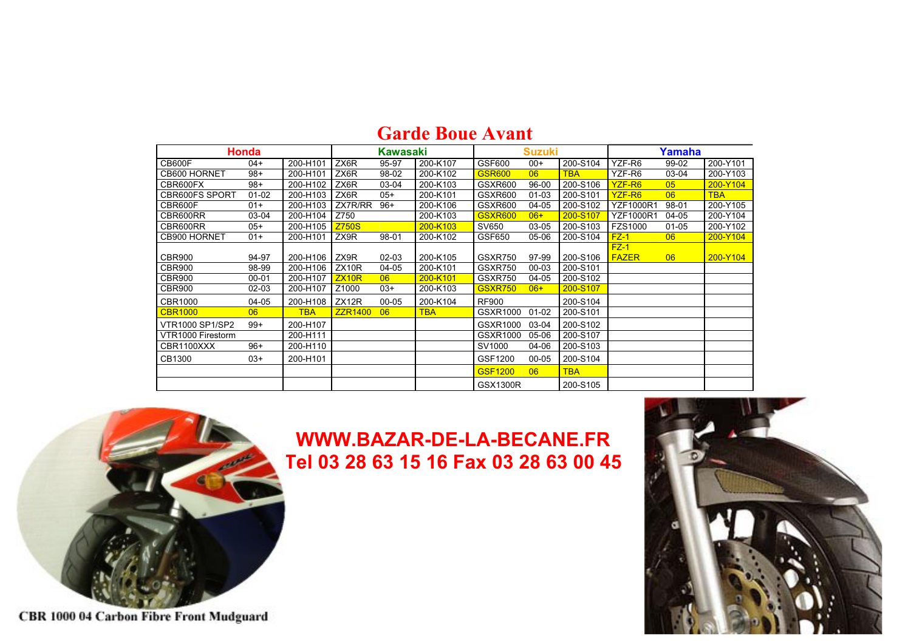# Garde Boue Avant

| Honda | | | Kawasaki | | | Suzuki | | | Yamaha | | |
|---|---|---|---|---|---|---|---|---|---|---|---|
| CB600F | 04+ | 200-H101 | ZX6R | 95-97 | 200-K107 | GSF600 | 00+ | 200-S104 | YZF-R6 | 99-02 | 200-Y101 |
| CB600 HORNET | 98+ | 200-H101 | ZX6R | 98-02 | 200-K102 | GSR600 | 06 | TBA | YZF-R6 | 03-04 | 200-Y103 |
| CBR600FX | 98+ | 200-H102 | ZX6R | 03-04 | 200-K103 | GSXR600 | 96-00 | 200-S106 | YZF-R6 | 05 | 200-Y104 |
| CBR600FS SPORT | 01-02 | 200-H103 | ZX6R | 05+ | 200-K101 | GSXR600 | 01-03 | 200-S101 | YZF-R6 | 06 | TBA |
| CBR600F | 01+ | 200-H103 | ZX7R/RR | 96+ | 200-K106 | GSXR600 | 04-05 | 200-S102 | YZF1000R1 | 98-01 | 200-Y105 |
| CBR600RR | 03-04 | 200-H104 | Z750 | | 200-K103 | GSXR600 | 06+ | 200-S107 | YZF1000R1 | 04-05 | 200-Y104 |
| CBR600RR | 05+ | 200-H105 | Z750S | | 200-K103 | SV650 | 03-05 | 200-S103 | FZS1000 | 01-05 | 200-Y102 |
| CB900 HORNET | 01+ | 200-H101 | ZX9R | 98-01 | 200-K102 | GSF650 | 05-06 | 200-S104 | FZ-1 | 06 | 200-Y104 |
| CBR900 | 94-97 | 200-H106 | ZX9R | 02-03 | 200-K105 | GSXR750 | 97-99 | 200-S106 | FZ-1 FAZER | 06 | 200-Y104 |
| CBR900 | 98-99 | 200-H106 | ZX10R | 04-05 | 200-K101 | GSXR750 | 00-03 | 200-S101 | | | |
| CBR900 | 00-01 | 200-H107 | ZX10R | 06 | 200-K101 | GSXR750 | 04-05 | 200-S102 | | | |
| CBR900 | 02-03 | 200-H107 | Z1000 | 03+ | 200-K103 | GSXR750 | 06+ | 200-S107 | | | |
| CBR1000 | 04-05 | 200-H108 | ZX12R | 00-05 | 200-K104 | RF900 | | 200-S104 | | | |
| CBR1000 | 06 | TBA | ZZR1400 | 06 | TBA | GSXR1000 | 01-02 | 200-S101 | | | |
| VTR1000 SP1/SP2 | 99+ | 200-H107 | | | | GSXR1000 | 03-04 | 200-S102 | | | |
| VTR1000 Firestorm | | 200-H111 | | | | GSXR1000 | 05-06 | 200-S107 | | | |
| CBR1100XXX | 96+ | 200-H110 | | | | SV1000 | 04-06 | 200-S103 | | | |
| CB1300 | 03+ | 200-H101 | | | | GSF1200 | 00-05 | 200-S104 | | | |
| | | | | | | GSF1200 | 06 | TBA | | | |
| | | | | | | GSX1300R | | 200-S105 | | | |

**WWW.BAZAR-DE-LA-BECANE.FR**
**Tel 03 28 63 15 16 Fax 03 28 63 00 45**

CBR 1000 04 Carbon Fibre Front Mudguard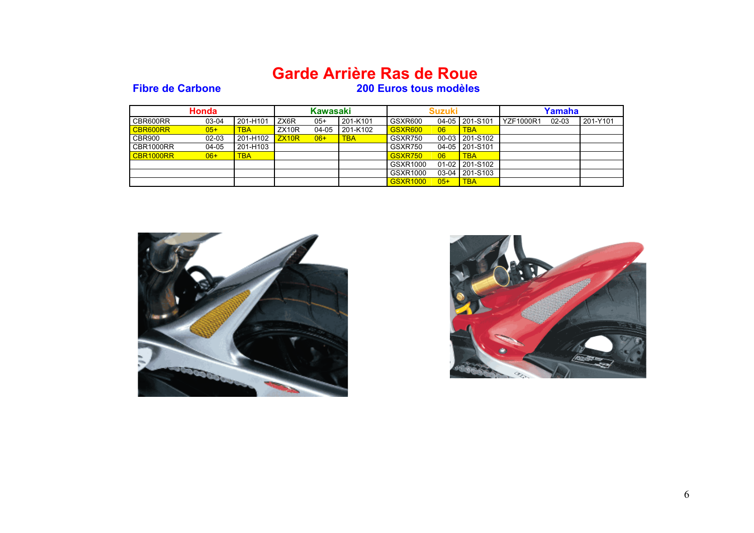# Garde Arrière Ras de Roue

**Fibre de Carbone**

**200 Euros tous modèles**

| Honda | | | Kawasaki | | | Suzuki | | | Yamaha | | |
|---|---|---|---|---|---|---|---|---|---|---|---|
| CBR600RR | 03-04 | 201-H101 | ZX6R | 05+ | 201-K101 | GSXR600 | 04-05 | 201-S101 | YZF1000R1 | 02-03 | 201-Y101 |
| CBR600RR | 05+ | TBA | ZX10R | 04-05 | 201-K102 | GSXR600 | 06 | TBA | | | |
| CBR900 | 02-03 | 201-H102 | ZX10R | 06+ | TBA | GSXR750 | 00-03 | 201-S102 | | | |
| CBR1000RR | 04-05 | 201-H103 | | | | GSXR750 | 04-05 | 201-S101 | | | |
| CBR1000RR | 06+ | TBA | | | | GSXR750 | 06 | TBA | | | |
| | | | | | | GSXR1000 | 01-02 | 201-S102 | | | |
| | | | | | | GSXR1000 | 03-04 | 201-S103 | | | |
| | | | | | | GSXR1000 | 05+ | TBA | | | |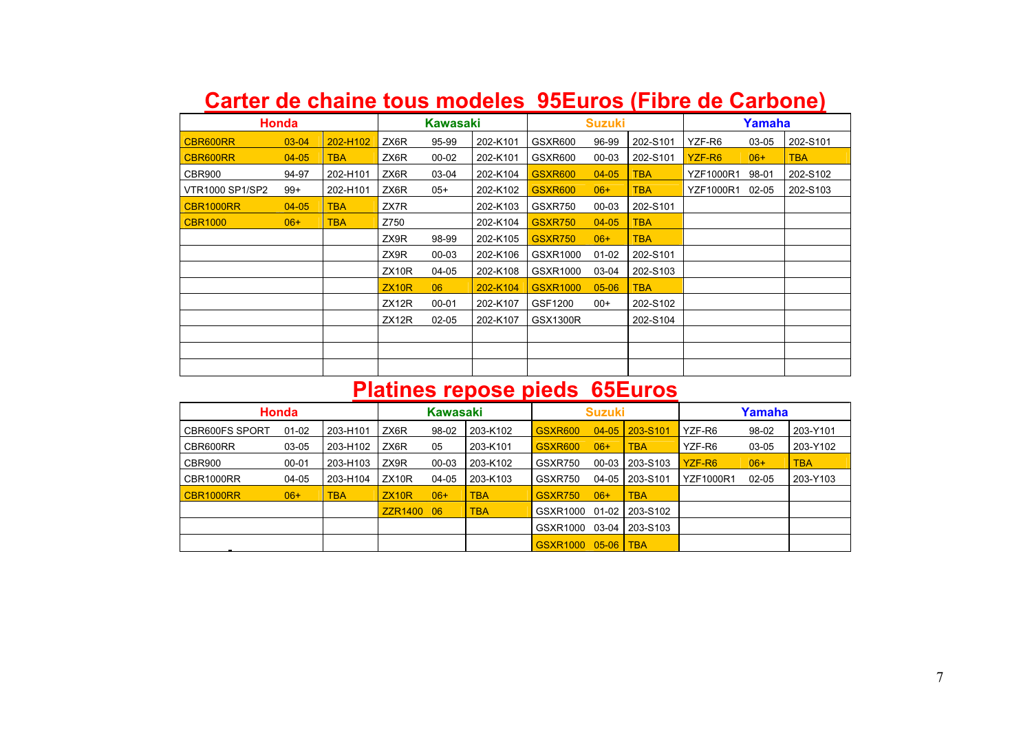# Carter de chaine tous modeles 95Euros (Fibre de Carbone)

| Honda | | | Kawasaki | | | Suzuki | | | Yamaha | | |
|---|---|---|---|---|---|---|---|---|---|---|---|
| CBR600RR | 03-04 | 202-H102 | ZX6R | 95-99 | 202-K101 | GSXR600 | 96-99 | 202-S101 | YZF-R6 | 03-05 | 202-S101 |
| CBR600RR | 04-05 | TBA | ZX6R | 00-02 | 202-K101 | GSXR600 | 00-03 | 202-S101 | YZF-R6 | 06+ | TBA |
| CBR900 | 94-97 | 202-H101 | ZX6R | 03-04 | 202-K104 | GSXR600 | 04-05 | TBA | YZF1000R1 | 98-01 | 202-S102 |
| VTR1000 SP1/SP2 | 99+ | 202-H101 | ZX6R | 05+ | 202-K102 | GSXR600 | 06+ | TBA | YZF1000R1 | 02-05 | 202-S103 |
| CBR1000RR | 04-05 | TBA | ZX7R | | 202-K103 | GSXR750 | 00-03 | 202-S101 | | | |
| CBR1000 | 06+ | TBA | Z750 | | 202-K104 | GSXR750 | 04-05 | TBA | | | |
| | | | ZX9R | 98-99 | 202-K105 | GSXR750 | 06+ | TBA | | | |
| | | | ZX9R | 00-03 | 202-K106 | GSXR1000 | 01-02 | 202-S101 | | | |
| | | | ZX10R | 04-05 | 202-K108 | GSXR1000 | 03-04 | 202-S103 | | | |
| | | | ZX10R | 06 | 202-K104 | GSXR1000 | 05-06 | TBA | | | |
| | | | ZX12R | 00-01 | 202-K107 | GSF1200 | 00+ | 202-S102 | | | |
| | | | ZX12R | 02-05 | 202-K107 | GSX1300R | | 202-S104 | | | |
| | | | | | | | | | | | |
| | | | | | | | | | | | |
| | | | | | | | | | | | |

# Platines repose pieds 65Euros

| Honda | | | Kawasaki | | | Suzuki | | | Yamaha | | |
|---|---|---|---|---|---|---|---|---|---|---|---|
| CBR600FS SPORT | 01-02 | 203-H101 | ZX6R | 98-02 | 203-K102 | GSXR600 | 04-05 | 203-S101 | YZF-R6 | 98-02 | 203-Y101 |
| CBR600RR | 03-05 | 203-H102 | ZX6R | 05 | 203-K101 | GSXR600 | 06+ | TBA | YZF-R6 | 03-05 | 203-Y102 |
| CBR900 | 00-01 | 203-H103 | ZX9R | 00-03 | 203-K102 | GSXR750 | 00-03 | 203-S103 | YZF-R6 | 06+ | TBA |
| CBR1000RR | 04-05 | 203-H104 | ZX10R | 04-05 | 203-K103 | GSXR750 | 04-05 | 203-S101 | YZF1000R1 | 02-05 | 203-Y103 |
| CBR1000RR | 06+ | TBA | ZX10R | 06+ | TBA | GSXR750 | 06+ | TBA | | | |
| | | | ZZR1400 | 06 | TBA | GSXR1000 | 01-02 | 203-S102 | | | |
| | | | | | | GSXR1000 | 03-04 | 203-S103 | | | |
| | | | | | | GSXR1000 | 05-06 | TBA | | | |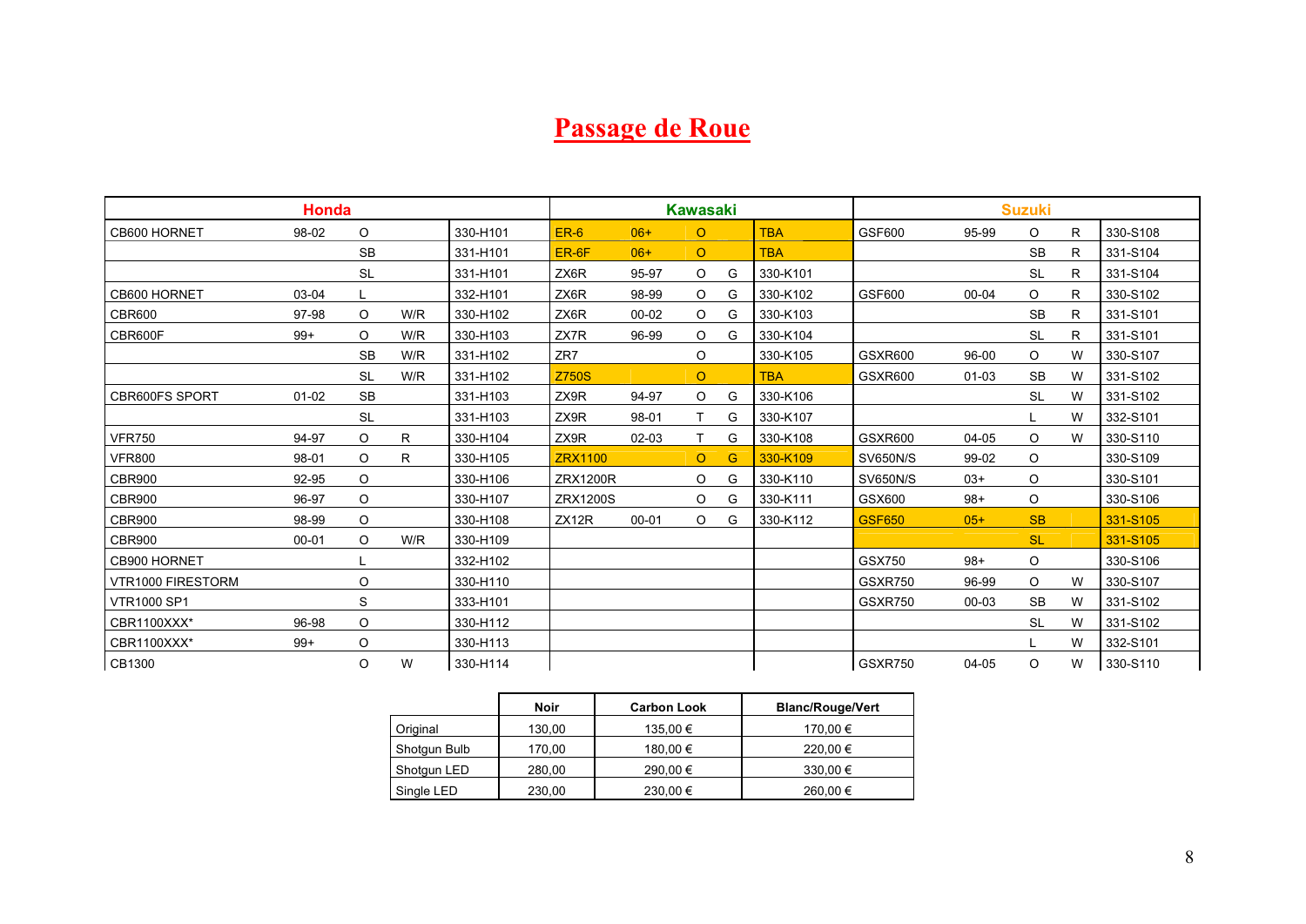# Passage de Roue

| Honda | | | | | Kawasaki | | | | | Suzuki | | | | |
|---|---|---|---|---|---|---|---|---|---|---|---|---|---|---|
| CB600 HORNET | 98-02 | O | | 330-H101 | ER-6 | 06+ | O | | TBA | GSF600 | 95-99 | O | R | 330-S108 |
| | | SB | | 331-H101 | ER-6F | 06+ | O | | TBA | | | SB | R | 331-S104 |
| | | SL | | 331-H101 | ZX6R | 95-97 | O | G | 330-K101 | | | SL | R | 331-S104 |
| CB600 HORNET | 03-04 | L | | 332-H101 | ZX6R | 98-99 | O | G | 330-K102 | GSF600 | 00-04 | O | R | 330-S102 |
| CBR600 | 97-98 | O | W/R | 330-H102 | ZX6R | 00-02 | O | G | 330-K103 | | | SB | R | 331-S101 |
| CBR600F | 99+ | O | W/R | 330-H103 | ZX7R | 96-99 | O | G | 330-K104 | | | SL | R | 331-S101 |
| | | SB | W/R | 331-H102 | ZR7 | | O | | 330-K105 | GSXR600 | 96-00 | O | W | 330-S107 |
| | | SL | W/R | 331-H102 | Z750S | | O | | TBA | GSXR600 | 01-03 | SB | W | 331-S102 |
| CBR600FS SPORT | 01-02 | SB | | 331-H103 | ZX9R | 94-97 | O | G | 330-K106 | | | SL | W | 331-S102 |
| | | SL | | 331-H103 | ZX9R | 98-01 | T | G | 330-K107 | | | L | W | 332-S101 |
| VFR750 | 94-97 | O | R | 330-H104 | ZX9R | 02-03 | T | G | 330-K108 | GSXR600 | 04-05 | O | W | 330-S110 |
| VFR800 | 98-01 | O | R | 330-H105 | ZRX1100 | | O | G | 330-K109 | SV650N/S | 99-02 | O | | 330-S109 |
| CBR900 | 92-95 | O | | 330-H106 | ZRX1200R | | O | G | 330-K110 | SV650N/S | 03+ | O | | 330-S101 |
| CBR900 | 96-97 | O | | 330-H107 | ZRX1200S | | O | G | 330-K111 | GSX600 | 98+ | O | | 330-S106 |
| CBR900 | 98-99 | O | | 330-H108 | ZX12R | 00-01 | O | G | 330-K112 | GSF650 | 05+ | SB | | 331-S105 |
| CBR900 | 00-01 | O | W/R | 330-H109 | | | | | | | | SL | | 331-S105 |
| CB900 HORNET | | L | | 332-H102 | | | | | | GSX750 | 98+ | O | | 330-S106 |
| VTR1000 FIRESTORM | | O | | 330-H110 | | | | | | GSXR750 | 96-99 | O | W | 330-S107 |
| VTR1000 SP1 | | S | | 333-H101 | | | | | | GSXR750 | 00-03 | SB | W | 331-S102 |
| CBR1100XXX* | 96-98 | O | | 330-H112 | | | | | | | | SL | W | 331-S102 |
| CBR1100XXX* | 99+ | O | | 330-H113 | | | | | | | | L | W | 332-S101 |
| CB1300 | | O | W | 330-H114 | | | | | | GSXR750 | 04-05 | O | W | 330-S110 |

| | Noir | Carbon Look | Blanc/Rouge/Vert |
|---|---|---|---|
| Original | 130,00 | 135,00 € | 170,00 € |
| Shotgun Bulb | 170,00 | 180,00 € | 220,00 € |
| Shotgun LED | 280,00 | 290,00 € | 330,00 € |
| Single LED | 230,00 | 230,00 € | 260,00 € |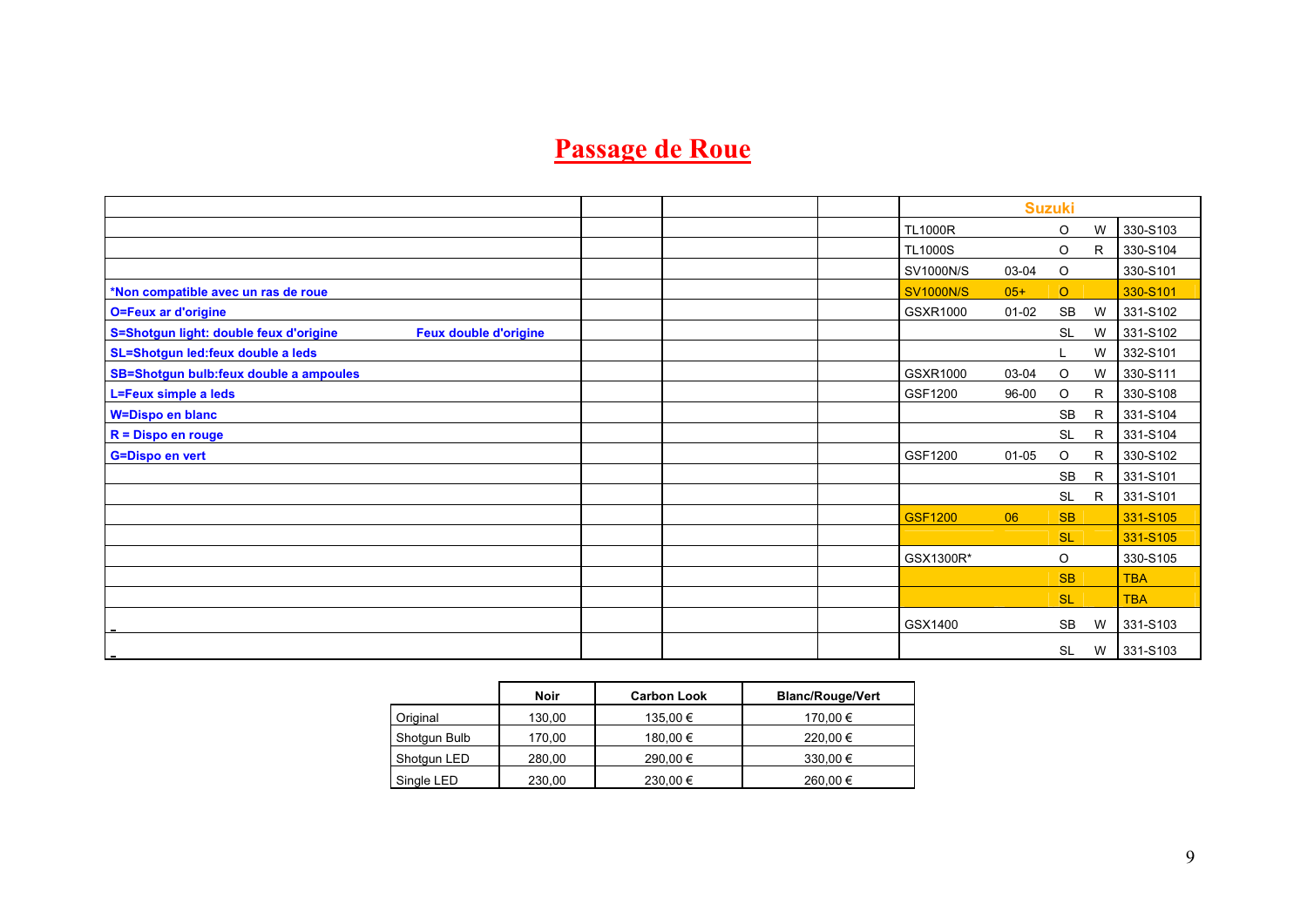# Passage de Roue

*Non compatible avec un ras de roue

O=Feux ar d'origine

S=Shotgun light: double feux d'origine — Feux double d'origine

SL=Shotgun led:feux double a leds

SB=Shotgun bulb:feux double a ampoules

L=Feux simple a leds

W=Dispo en blanc

R = Dispo en rouge

G=Dispo en vert

| Suzuki | | | | |
|---|---|---|---|---|
| TL1000R | | O | W | 330-S103 |
| TL1000S | | O | R | 330-S104 |
| SV1000N/S | 03-04 | O | | 330-S101 |
| SV1000N/S | 05+ | O | | 330-S101 |
| GSXR1000 | 01-02 | SB | W | 331-S102 |
| | | SL | W | 331-S102 |
| | | L | W | 332-S101 |
| GSXR1000 | 03-04 | O | W | 330-S111 |
| GSF1200 | 96-00 | O | R | 330-S108 |
| | | SB | R | 331-S104 |
| | | SL | R | 331-S104 |
| GSF1200 | 01-05 | O | R | 330-S102 |
| | | SB | R | 331-S101 |
| | | SL | R | 331-S101 |
| GSF1200 | 06 | SB | | 331-S105 |
| | | SL | | 331-S105 |
| GSX1300R* | | O | | 330-S105 |
| | | SB | | TBA |
| | | SL | | TBA |
| GSX1400 | | SB | W | 331-S103 |
| | | SL | W | 331-S103 |

| | Noir | Carbon Look | Blanc/Rouge/Vert |
|---|---|---|---|
| Original | 130,00 | 135,00 € | 170,00 € |
| Shotgun Bulb | 170,00 | 180,00 € | 220,00 € |
| Shotgun LED | 280,00 | 290,00 € | 330,00 € |
| Single LED | 230,00 | 230,00 € | 260,00 € |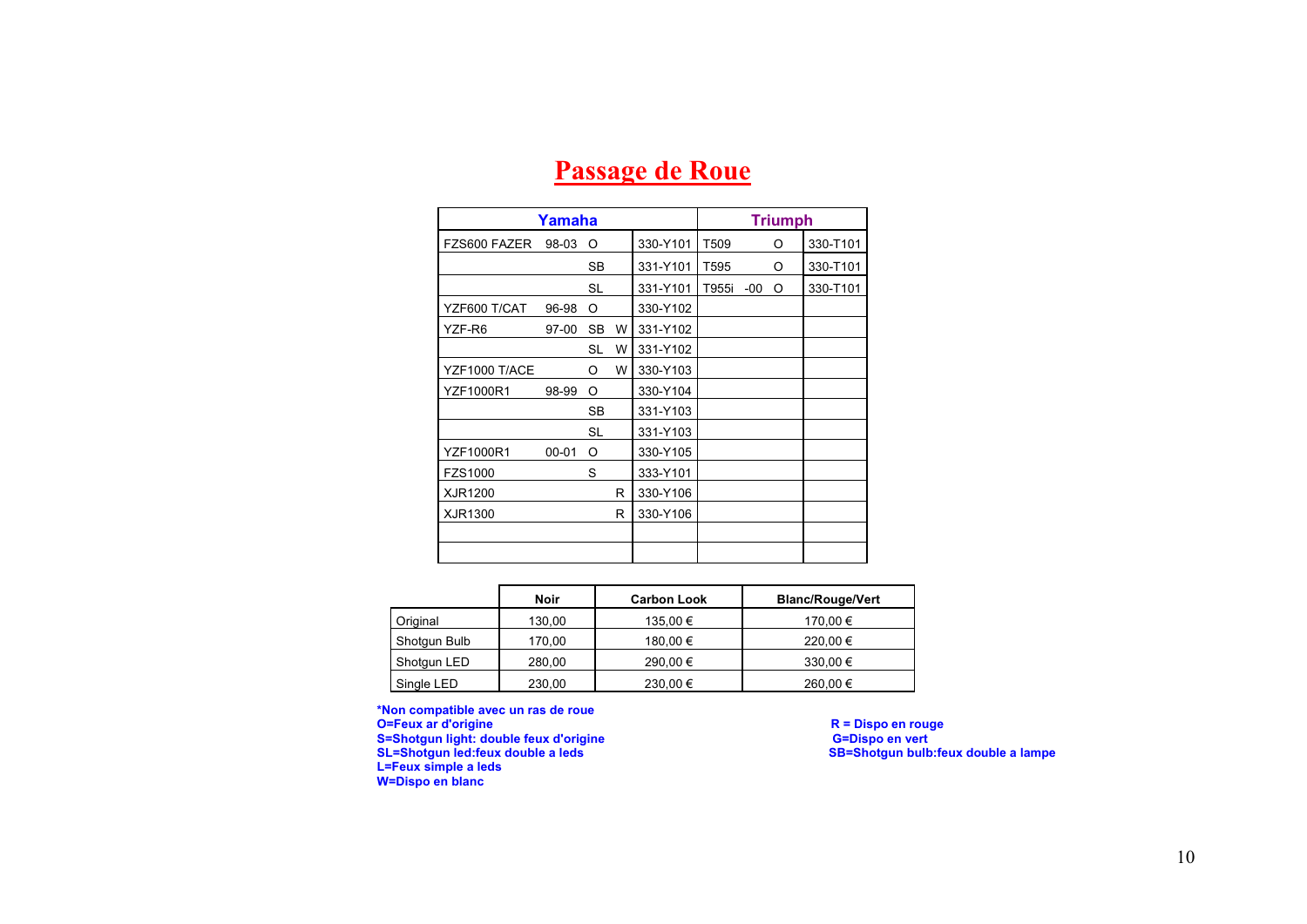# Passage de Roue

| Yamaha | | | | | Triumph | | | |
|---|---|---|---|---|---|---|---|---|
| FZS600 FAZER | 98-03 | O | | 330-Y101 | T509 | | O | 330-T101 |
| | | SB | | 331-Y101 | T595 | | O | 330-T101 |
| | | SL | | 331-Y101 | T955i | -00 | O | 330-T101 |
| YZF600 T/CAT | 96-98 | O | | 330-Y102 | | | | |
| YZF-R6 | 97-00 | SB | W | 331-Y102 | | | | |
| | | SL | W | 331-Y102 | | | | |
| YZF1000 T/ACE | | O | W | 330-Y103 | | | | |
| YZF1000R1 | 98-99 | O | | 330-Y104 | | | | |
| | | SB | | 331-Y103 | | | | |
| | | SL | | 331-Y103 | | | | |
| YZF1000R1 | 00-01 | O | | 330-Y105 | | | | |
| FZS1000 | | S | | 333-Y101 | | | | |
| XJR1200 | | | R | 330-Y106 | | | | |
| XJR1300 | | | R | 330-Y106 | | | | |
| | | | | | | | | |
| | | | | | | | | |

| | Noir | Carbon Look | Blanc/Rouge/Vert |
|---|---|---|---|
| Original | 130,00 | 135,00 € | 170,00 € |
| Shotgun Bulb | 170,00 | 180,00 € | 220,00 € |
| Shotgun LED | 280,00 | 290,00 € | 330,00 € |
| Single LED | 230,00 | 230,00 € | 260,00 € |

**\*Non compatible avec un ras de roue**
**O=Feux ar d'origine**
**S=Shotgun light: double feux d'origine**
**SL=Shotgun led:feux double a leds**
**L=Feux simple a leds**
**W=Dispo en blanc**

**R = Dispo en rouge**
**G=Dispo en vert**
**SB=Shotgun bulb:feux double a lampe**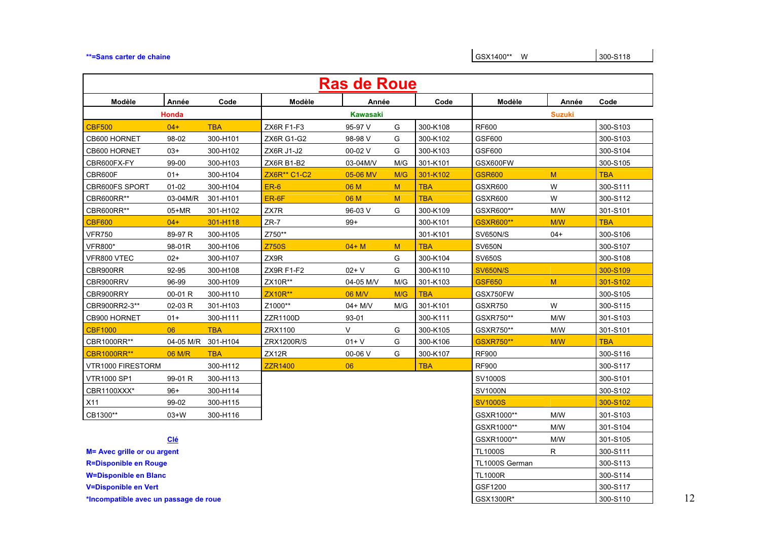**=Sans carter de chaine

| GSX1400** | W | 300-S118 |
|---|---|---|

# Ras de Roue

| Modèle | Année | Code | Modèle | Année | | Code | Modèle | Année | Code |
|---|---|---|---|---|---|---|---|---|---|
| **Honda** | | | **Kawasaki** | | | | **Suzuki** | | |
| CBF500 | 04+ | TBA | ZX6R F1-F3 | 95-97 V | G | 300-K108 | RF600 | | 300-S103 |
| CB600 HORNET | 98-02 | 300-H101 | ZX6R G1-G2 | 98-98 V | G | 300-K102 | GSF600 | | 300-S103 |
| CB600 HORNET | 03+ | 300-H102 | ZX6R J1-J2 | 00-02 V | G | 300-K103 | GSF600 | | 300-S104 |
| CBR600FX-FY | 99-00 | 300-H103 | ZX6R B1-B2 | 03-04M/V | M/G | 301-K101 | GSX600FW | | 300-S105 |
| CBR600F | 01+ | 300-H104 | ZX6R** C1-C2 | 05-06 MV | M/G | 301-K102 | GSR600 | M | TBA |
| CBR600FS SPORT | 01-02 | 300-H104 | ER-6 | 06 M | M | TBA | GSXR600 | W | 300-S111 |
| CBR600RR** | 03-04M/R | 301-H101 | ER-6F | 06 M | M | TBA | GSXR600 | W | 300-S112 |
| CBR600RR** | 05+MR | 301-H102 | ZX7R | 96-03 V | G | 300-K109 | GSXR600** | M/W | 301-S101 |
| CBF600 | 04+ | 301-H118 | ZR-7 | 99+ | | 300-K101 | GSXR600** | M/W | TBA |
| VFR750 | 89-97 R | 300-H105 | Z750** | | | 301-K101 | SV650N/S | 04+ | 300-S106 |
| VFR800* | 98-01R | 300-H106 | Z750S | 04+ M | M | TBA | SV650N | | 300-S107 |
| VFR800 VTEC | 02+ | 300-H107 | ZX9R | | G | 300-K104 | SV650S | | 300-S108 |
| CBR900RR | 92-95 | 300-H108 | ZX9R F1-F2 | 02+ V | G | 300-K110 | SV650N/S | | 300-S109 |
| CBR900RRV | 96-99 | 300-H109 | ZX10R** | 04-05 M/V | M/G | 301-K103 | GSF650 | M | 301-S102 |
| CBR900RRY | 00-01 R | 300-H110 | ZX10R** | 06 M/V | M/G | TBA | GSX750FW | | 300-S105 |
| CBR900RR2-3** | 02-03 R | 301-H103 | Z1000** | 04+ M/V | M/G | 301-K101 | GSXR750 | W | 300-S115 |
| CB900 HORNET | 01+ | 300-H111 | ZZR1100D | 93-01 | | 300-K111 | GSXR750** | M/W | 301-S103 |
| CBF1000 | 06 | TBA | ZRX1100 | V | G | 300-K105 | GSXR750** | M/W | 301-S101 |
| CBR1000RR** | 04-05 M/R | 301-H104 | ZRX1200R/S | 01+ V | G | 300-K106 | GSXR750** | M/W | TBA |
| CBR1000RR** | 06 M/R | TBA | ZX12R | 00-06 V | G | 300-K107 | RF900 | | 300-S116 |
| VTR1000 FIRESTORM | | 300-H112 | ZZR1400 | 06 | | TBA | RF900 | | 300-S117 |
| VTR1000 SP1 | 99-01 R | 300-H113 | | | | | SV1000S | | 300-S101 |
| CBR1100XXX* | 96+ | 300-H114 | | | | | SV1000N | | 300-S102 |
| X11 | 99-02 | 300-H115 | | | | | SV1000S | | 300-S102 |
| CB1300** | 03+W | 300-H116 | | | | | GSXR1000** | M/W | 301-S103 |
| | | | | | | | GSXR1000** | M/W | 301-S104 |
| | | | | | | | GSXR1000** | M/W | 301-S105 |
| | | | | | | | TL1000S | R | 300-S111 |
| | | | | | | | TL1000S German | | 300-S113 |
| | | | | | | | TL1000R | | 300-S114 |
| | | | | | | | GSF1200 | | 300-S117 |
| | | | | | | | GSX1300R* | | 300-S110 |

**Clé**

**M= Avec grille or ou argent**

**R=Disponible en Rouge**

**W=Disponible en Blanc**

**V=Disponible en Vert**

***Incompatible avec un passage de roue**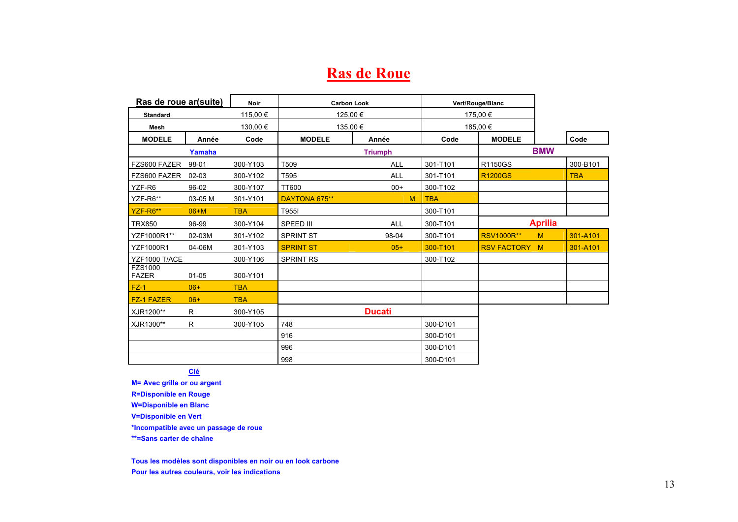# Ras de Roue

| Ras de roue ar(suite) | | Noir | Carbon Look | | | Vert/Rouge/Blanc | | |
|---|---|---|---|---|---|---|---|---|
| Standard | | 115,00 € | 125,00 € | | | 175,00 € | | |
| Mesh | | 130,00 € | 135,00 € | | | 185,00 € | | |
| MODELE | Année | Code | MODELE | Année | Code | MODELE | | Code |
| Yamaha | | | Triumph | | | BMW | | |
| FZS600 FAZER | 98-01 | 300-Y103 | T509 | ALL | 301-T101 | R1150GS | | 300-B101 |
| FZS600 FAZER | 02-03 | 300-Y102 | T595 | ALL | 301-T101 | R1200GS | | TBA |
| YZF-R6 | 96-02 | 300-Y107 | TT600 | 00+ | 300-T102 | | | |
| YZF-R6** | 03-05 M | 301-Y101 | DAYTONA 675** | M | TBA | | | |
| YZF-R6** | 06+M | TBA | T955I | | 300-T101 | | | |
| TRX850 | 96-99 | 300-Y104 | SPEED III | ALL | 300-T101 | Aprilia | | |
| YZF1000R1** | 02-03M | 301-Y102 | SPRINT ST | 98-04 | 300-T101 | RSV1000R** | M | 301-A101 |
| YZF1000R1 | 04-06M | 301-Y103 | SPRINT ST | 05+ | 300-T101 | RSV FACTORY | M | 301-A101 |
| YZF1000 T/ACE | | 300-Y106 | SPRINT RS | | 300-T102 | | | |
| FZS1000 FAZER | 01-05 | 300-Y101 | | | | | | |
| FZ-1 | 06+ | TBA | | | | | | |
| FZ-1 FAZER | 06+ | TBA | | | | | | |
| XJR1200** | R | 300-Y105 | Ducati | | | | | |
| XJR1300** | R | 300-Y105 | 748 | | 300-D101 | | | |
| | | | 916 | | 300-D101 | | | |
| | | | 996 | | 300-D101 | | | |
| | | | 998 | | 300-D101 | | | |

**Clé**

**M= Avec grille or ou argent**
**R=Disponible en Rouge**
**W=Disponible en Blanc**
**V=Disponible en Vert**
**\*Incompatible avec un passage de roue**
**\*\*=Sans carter de chaîne**

**Tous les modèles sont disponibles en noir ou en look carbone**
**Pour les autres couleurs, voir les indications**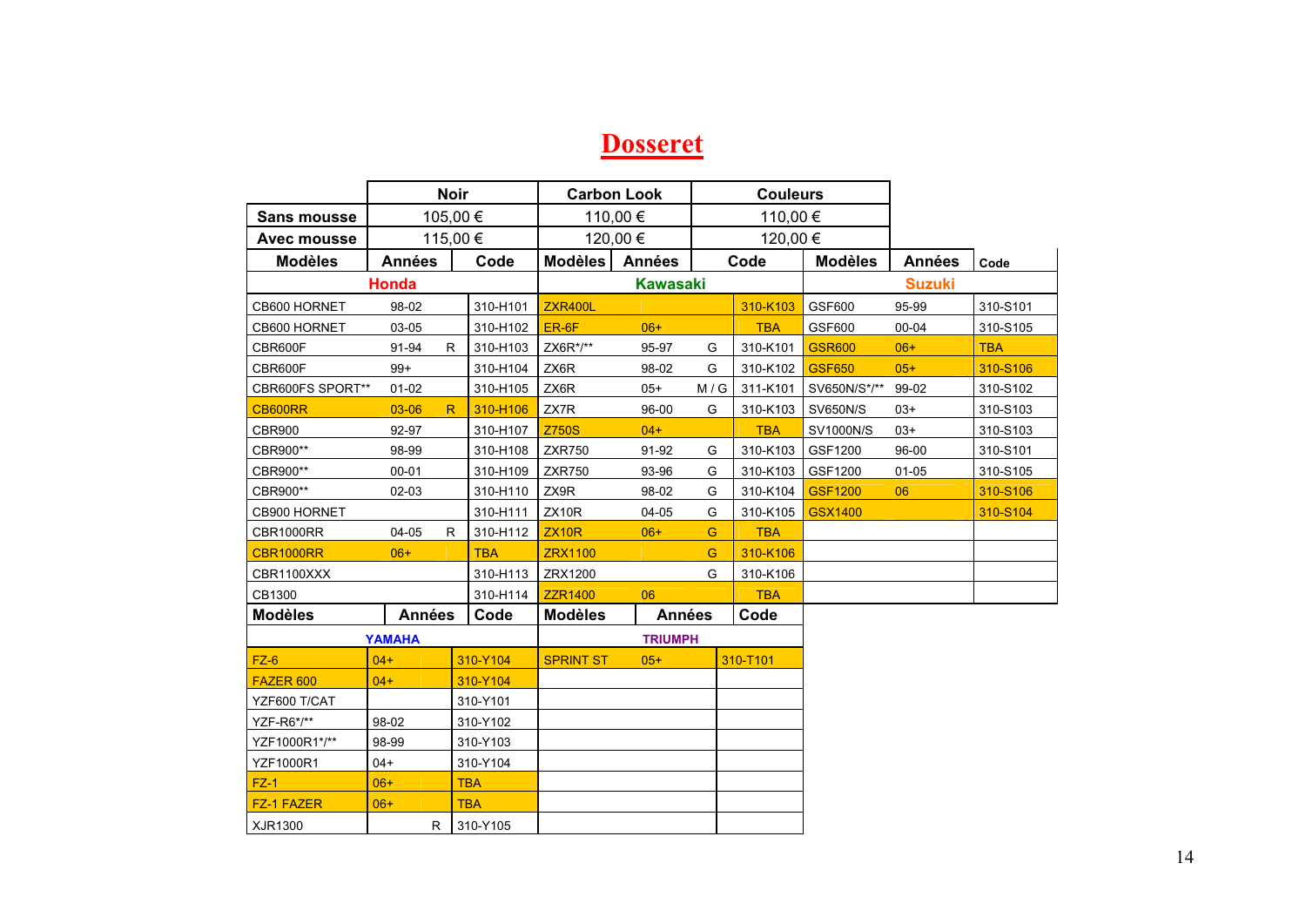# Dosseret

| | Noir | Carbon Look | Couleurs |
|---|---|---|---|
| Sans mousse | 105,00 € | 110,00 € | 110,00 € |
| Avec mousse | 115,00 € | 120,00 € | 120,00 € |

| Modèles | Années | | Code | Modèles | Années | | Code | Modèles | Années | Code |
|---|---|---|---|---|---|---|---|---|---|---|
| **Honda** | | | | **Kawasaki** | | | | **Suzuki** | | |
| CB600 HORNET | 98-02 | | 310-H101 | ZXR400L | | | 310-K103 | GSF600 | 95-99 | 310-S101 |
| CB600 HORNET | 03-05 | | 310-H102 | ER-6F | 06+ | | TBA | GSF600 | 00-04 | 310-S105 |
| CBR600F | 91-94 | R | 310-H103 | ZX6R*/** | 95-97 | G | 310-K101 | GSR600 | 06+ | TBA |
| CBR600F | 99+ | | 310-H104 | ZX6R | 98-02 | G | 310-K102 | GSF650 | 05+ | 310-S106 |
| CBR600FS SPORT** | 01-02 | | 310-H105 | ZX6R | 05+ | M / G | 311-K101 | SV650N/S*/** | 99-02 | 310-S102 |
| CB600RR | 03-06 | R | 310-H106 | ZX7R | 96-00 | G | 310-K103 | SV650N/S | 03+ | 310-S103 |
| CBR900 | 92-97 | | 310-H107 | Z750S | 04+ | | TBA | SV1000N/S | 03+ | 310-S103 |
| CBR900** | 98-99 | | 310-H108 | ZXR750 | 91-92 | G | 310-K103 | GSF1200 | 96-00 | 310-S101 |
| CBR900** | 00-01 | | 310-H109 | ZXR750 | 93-96 | G | 310-K103 | GSF1200 | 01-05 | 310-S105 |
| CBR900** | 02-03 | | 310-H110 | ZX9R | 98-02 | G | 310-K104 | GSF1200 | 06 | 310-S106 |
| CB900 HORNET | | | 310-H111 | ZX10R | 04-05 | G | 310-K105 | GSX1400 | | 310-S104 |
| CBR1000RR | 04-05 | R | 310-H112 | ZX10R | 06+ | G | TBA | | | |
| CBR1000RR | 06+ | | TBA | ZRX1100 | | G | 310-K106 | | | |
| CBR1100XXX | | | 310-H113 | ZRX1200 | | G | 310-K106 | | | |
| CB1300 | | | 310-H114 | ZZR1400 | 06 | | TBA | | | |

| Modèles | Années | | Code | Modèles | Années | Code |
|---|---|---|---|---|---|---|
| **YAMAHA** | | | | **TRIUMPH** | | |
| FZ-6 | 04+ | | 310-Y104 | SPRINT ST | 05+ | 310-T101 |
| FAZER 600 | 04+ | | 310-Y104 | | | |
| YZF600 T/CAT | | | 310-Y101 | | | |
| YZF-R6*/** | 98-02 | | 310-Y102 | | | |
| YZF1000R1*/** | 98-99 | | 310-Y103 | | | |
| YZF1000R1 | 04+ | | 310-Y104 | | | |
| FZ-1 | 06+ | | TBA | | | |
| FZ-1 FAZER | 06+ | | TBA | | | |
| XJR1300 | | R | 310-Y105 | | | |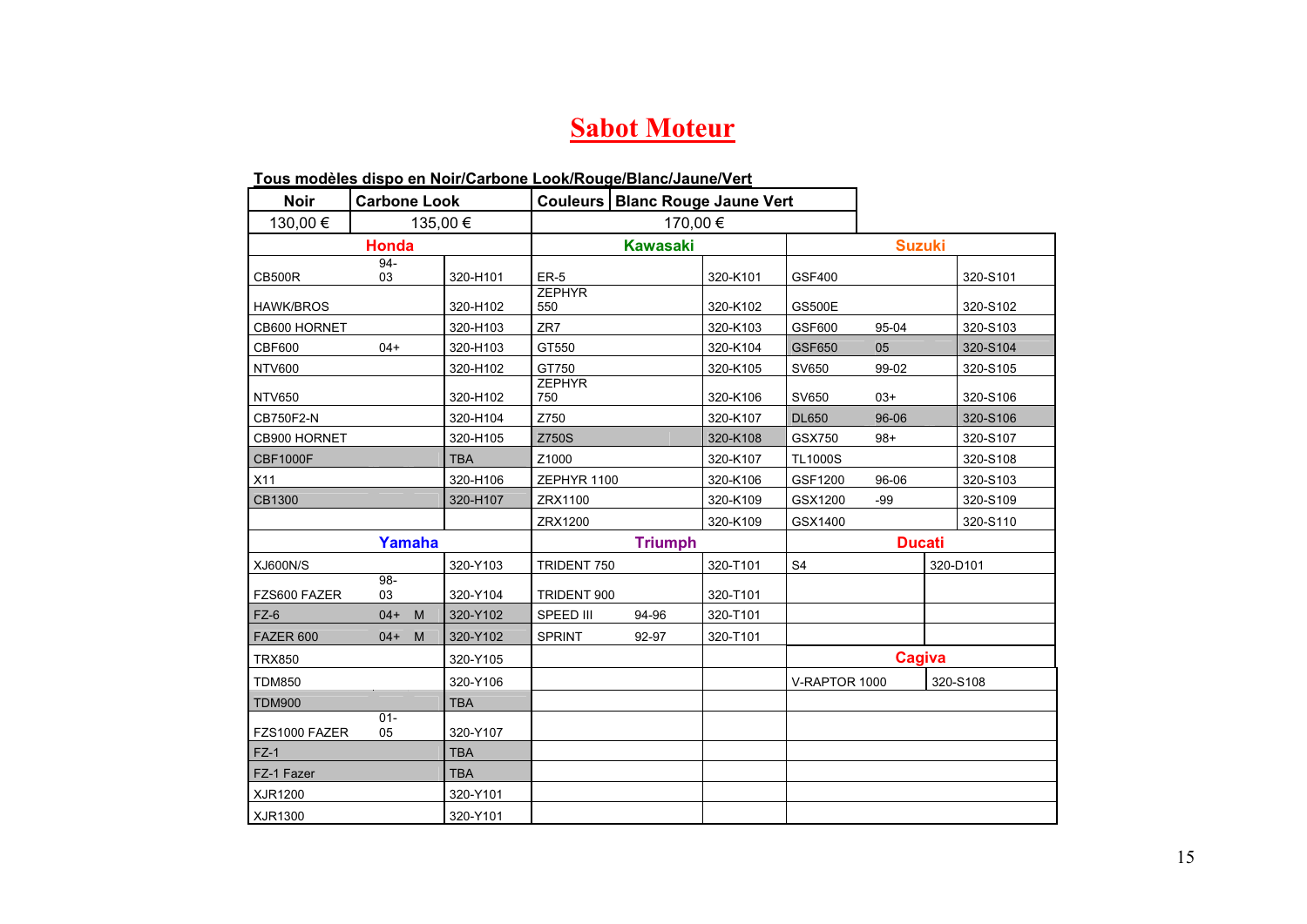# Sabot Moteur

**Tous modèles dispo en Noir/Carbone Look/Rouge/Blanc/Jaune/Vert**

| Noir | Carbone Look | Couleurs Blanc Rouge Jaune Vert |
|---|---|---|
| 130,00 € | 135,00 € | 170,00 € |

| Honda | | | Kawasaki | | | Suzuki | | |
|---|---|---|---|---|---|---|---|---|
| CB500R | 94-03 | 320-H101 | ER-5 | | 320-K101 | GSF400 | | 320-S101 |
| HAWK/BROS | | 320-H102 | ZEPHYR 550 | | 320-K102 | GS500E | | 320-S102 |
| CB600 HORNET | | 320-H103 | ZR7 | | 320-K103 | GSF600 | 95-04 | 320-S103 |
| CBF600 | 04+ | 320-H103 | GT550 | | 320-K104 | GSF650 | 05 | 320-S104 |
| NTV600 | | 320-H102 | GT750 | | 320-K105 | SV650 | 99-02 | 320-S105 |
| NTV650 | | 320-H102 | ZEPHYR 750 | | 320-K106 | SV650 | 03+ | 320-S106 |
| CB750F2-N | | 320-H104 | Z750 | | 320-K107 | DL650 | 96-06 | 320-S106 |
| CB900 HORNET | | 320-H105 | Z750S | | 320-K108 | GSX750 | 98+ | 320-S107 |
| CBF1000F | | TBA | Z1000 | | 320-K107 | TL1000S | | 320-S108 |
| X11 | | 320-H106 | ZEPHYR 1100 | | 320-K106 | GSF1200 | 96-06 | 320-S103 |
| CB1300 | | 320-H107 | ZRX1100 | | 320-K109 | GSX1200 | -99 | 320-S109 |
| | | | ZRX1200 | | 320-K109 | GSX1400 | | 320-S110 |
| **Yamaha** | | | **Triumph** | | | **Ducati** | | |
| XJ600N/S | | 320-Y103 | TRIDENT 750 | | 320-T101 | S4 | | 320-D101 |
| FZS600 FAZER | 98-03 | 320-Y104 | TRIDENT 900 | | 320-T101 | | | |
| FZ-6 | 04+ M | 320-Y102 | SPEED III | 94-96 | 320-T101 | | | |
| FAZER 600 | 04+ M | 320-Y102 | SPRINT | 92-97 | 320-T101 | | | |
| TRX850 | | 320-Y105 | | | | **Cagiva** | | |
| TDM850 | | 320-Y106 | | | | V-RAPTOR 1000 | | 320-S108 |
| TDM900 | | TBA | | | | | | |
| FZS1000 FAZER | 01-05 | 320-Y107 | | | | | | |
| FZ-1 | | TBA | | | | | | |
| FZ-1 Fazer | | TBA | | | | | | |
| XJR1200 | | 320-Y101 | | | | | | |
| XJR1300 | | 320-Y101 | | | | | | |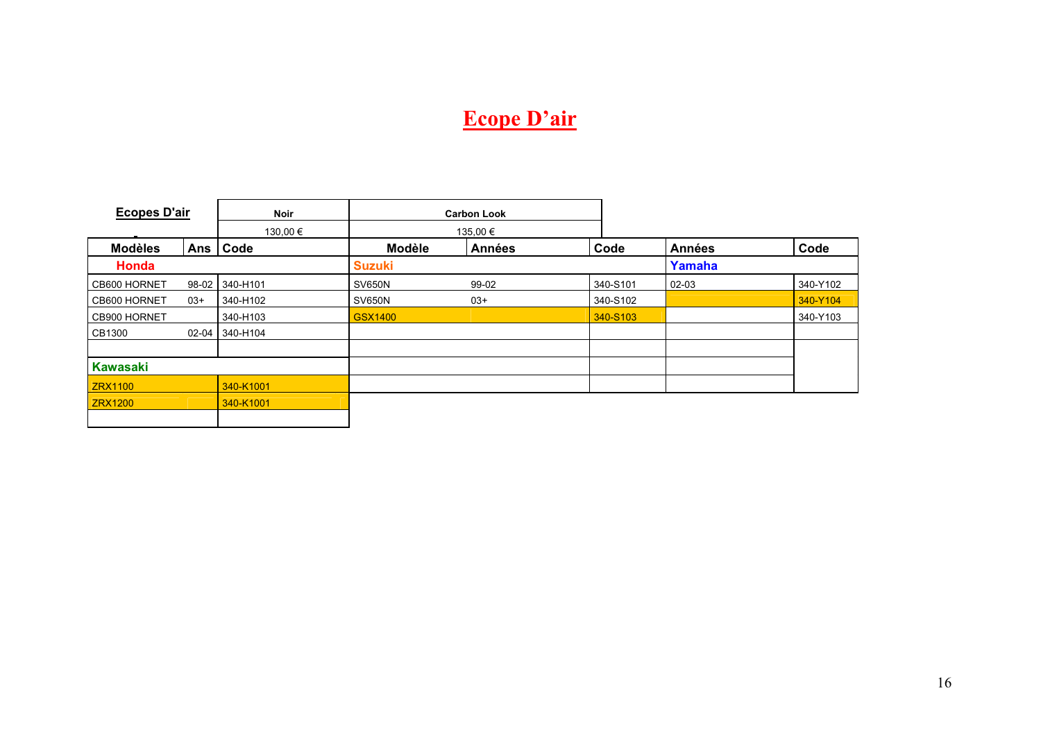# Ecope D'air

| Ecopes D'air | | Noir | Carbon Look | | | | |
|---|---|---|---|---|---|---|---|
| | | 130,00 € | 135,00 € | | | | |
| **Modèles** | **Ans** | **Code** | **Modèle** | **Années** | **Code** | **Années** | **Code** |
| **Honda** | | | **Suzuki** | | | **Yamaha** | |
| CB600 HORNET | 98-02 | 340-H101 | SV650N | 99-02 | 340-S101 | 02-03 | 340-Y102 |
| CB600 HORNET | 03+ | 340-H102 | SV650N | 03+ | 340-S102 | | 340-Y104 |
| CB900 HORNET | | 340-H103 | GSX1400 | | 340-S103 | | 340-Y103 |
| CB1300 | 02-04 | 340-H104 | | | | | |
| | | | | | | | |
| **Kawasaki** | | | | | | | |
| ZRX1100 | | 340-K1001 | | | | | |
| ZRX1200 | | 340-K1001 | | | | | |
| | | | | | | | |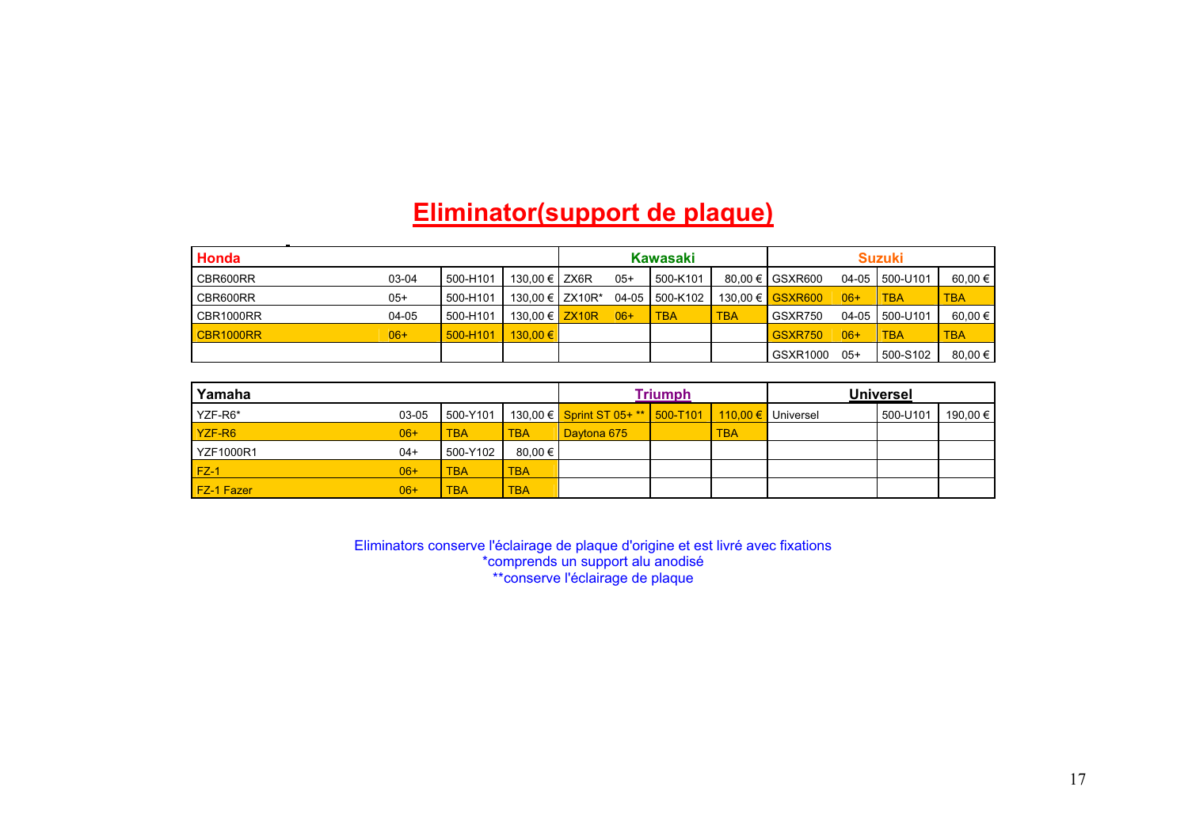# Eliminator(support de plaque)

| Honda | | | | Kawasaki | | | | Suzuki | | | |
|---|---|---|---|---|---|---|---|---|---|---|---|
| CBR600RR | 03-04 | 500-H101 | 130,00 € | ZX6R | 05+ | 500-K101 | 80,00 € | GSXR600 | 04-05 | 500-U101 | 60,00 € |
| CBR600RR | 05+ | 500-H101 | 130,00 € | ZX10R* | 04-05 | 500-K102 | 130,00 € | GSXR600 | 06+ | TBA | TBA |
| CBR1000RR | 04-05 | 500-H101 | 130,00 € | ZX10R | 06+ | TBA | TBA | GSXR750 | 04-05 | 500-U101 | 60,00 € |
| CBR1000RR | 06+ | 500-H101 | 130,00 € | | | | | GSXR750 | 06+ | TBA | TBA |
| | | | | | | | | GSXR1000 | 05+ | 500-S102 | 80,00 € |

| Yamaha | | | | Triumph | | | Universel | | |
|---|---|---|---|---|---|---|---|---|---|
| YZF-R6* | 03-05 | 500-Y101 | 130,00 € | Sprint ST 05+ ** | 500-T101 | 110,00 € | Universel | 500-U101 | 190,00 € |
| YZF-R6 | 06+ | TBA | TBA | Daytona 675 | | TBA | | | |
| YZF1000R1 | 04+ | 500-Y102 | 80,00 € | | | | | | |
| FZ-1 | 06+ | TBA | TBA | | | | | | |
| FZ-1 Fazer | 06+ | TBA | TBA | | | | | | |

Eliminators conserve l'éclairage de plaque d'origine et est livré avec fixations
*comprends un support alu anodisé
**conserve l'éclairage de plaque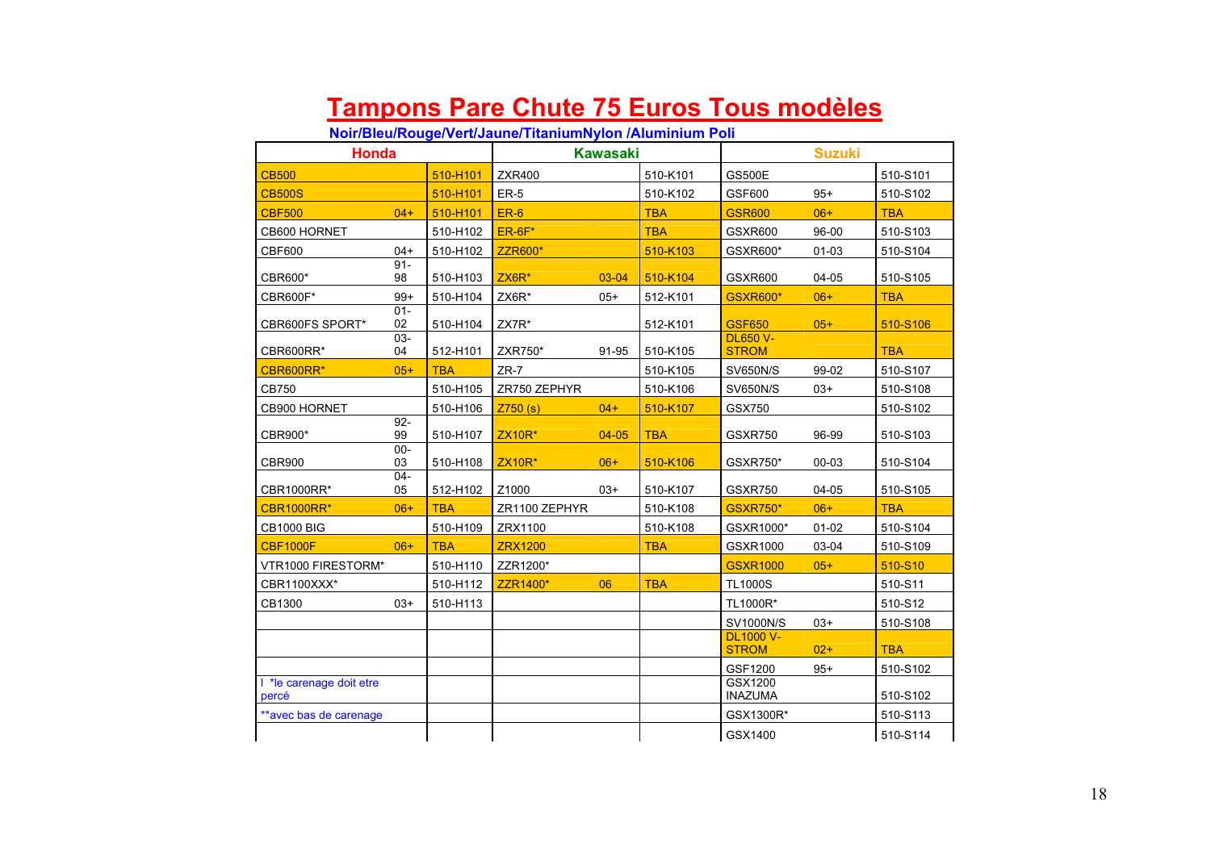# Tampons Pare Chute 75 Euros Tous modèles

**Noir/Bleu/Rouge/Vert/Jaune/TitaniumNylon /Aluminium Poli**

| Honda | | | Kawasaki | | | Suzuki | | |
|---|---|---|---|---|---|---|---|---|
| CB500 | | 510-H101 | ZXR400 | | 510-K101 | GS500E | | 510-S101 |
| CB500S | | 510-H101 | ER-5 | | 510-K102 | GSF600 | 95+ | 510-S102 |
| CBF500 | 04+ | 510-H101 | ER-6 | | TBA | GSR600 | 06+ | TBA |
| CB600 HORNET | | 510-H102 | ER-6F* | | TBA | GSXR600 | 96-00 | 510-S103 |
| CBF600 | 04+ | 510-H102 | ZZR600* | | 510-K103 | GSXR600* | 01-03 | 510-S104 |
| CBR600* | 91-98 | 510-H103 | ZX6R* | 03-04 | 510-K104 | GSXR600 | 04-05 | 510-S105 |
| CBR600F* | 99+ | 510-H104 | ZX6R* | 05+ | 512-K101 | GSXR600* | 06+ | TBA |
| CBR600FS SPORT* | 01-02 | 510-H104 | ZX7R* | | 512-K101 | GSF650 | 05+ | 510-S106 |
| CBR600RR* | 03-04 | 512-H101 | ZXR750* | 91-95 | 510-K105 | DL650 V-STROM | | TBA |
| CBR600RR* | 05+ | TBA | ZR-7 | | 510-K105 | SV650N/S | 99-02 | 510-S107 |
| CB750 | | 510-H105 | ZR750 ZEPHYR | | 510-K106 | SV650N/S | 03+ | 510-S108 |
| CB900 HORNET | | 510-H106 | Z750 (s) | 04+ | 510-K107 | GSX750 | | 510-S102 |
| CBR900* | 92-99 | 510-H107 | ZX10R* | 04-05 | TBA | GSXR750 | 96-99 | 510-S103 |
| CBR900 | 00-03 | 510-H108 | ZX10R* | 06+ | 510-K106 | GSXR750* | 00-03 | 510-S104 |
| CBR1000RR* | 04-05 | 512-H102 | Z1000 | 03+ | 510-K107 | GSXR750 | 04-05 | 510-S105 |
| CBR1000RR* | 06+ | TBA | ZR1100 ZEPHYR | | 510-K108 | GSXR750* | 06+ | TBA |
| CB1000 BIG | | 510-H109 | ZRX1100 | | 510-K108 | GSXR1000* | 01-02 | 510-S104 |
| CBF1000F | 06+ | TBA | ZRX1200 | | TBA | GSXR1000 | 03-04 | 510-S109 |
| VTR1000 FIRESTORM* | | 510-H110 | ZZR1200* | | | GSXR1000 | 05+ | 510-S10 |
| CBR1100XXX* | | 510-H112 | ZZR1400* | 06 | TBA | TL1000S | | 510-S11 |
| CB1300 | 03+ | 510-H113 | | | | TL1000R* | | 510-S12 |
| | | | | | | SV1000N/S | 03+ | 510-S108 |
| | | | | | | DL1000 V-STROM | 02+ | TBA |
| | | | | | | GSF1200 | 95+ | 510-S102 |
| I *le carenage doit etre percé | | | | | | GSX1200 INAZUMA | | 510-S102 |
| **avec bas de carenage | | | | | | GSX1300R* | | 510-S113 |
| | | | | | | GSX1400 | | 510-S114 |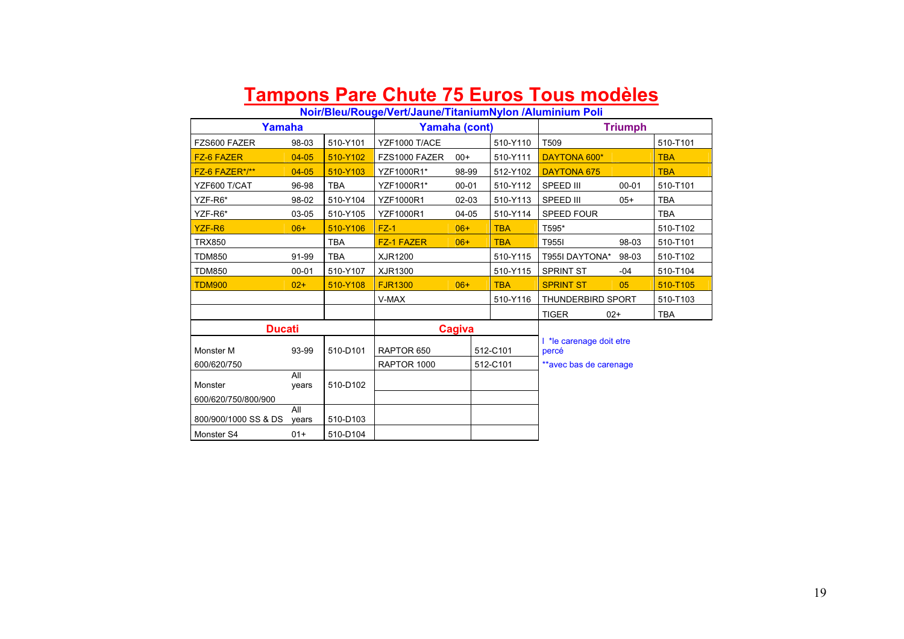# Tampons Pare Chute 75 Euros Tous modèles

**Noir/Bleu/Rouge/Vert/Jaune/TitaniumNylon /Aluminium Poli**

| Yamaha | | | Yamaha (cont) | | | Triumph | | |
|---|---|---|---|---|---|---|---|---|
| FZS600 FAZER | 98-03 | 510-Y101 | YZF1000 T/ACE | | 510-Y110 | T509 | | 510-T101 |
| FZ-6 FAZER | 04-05 | 510-Y102 | FZS1000 FAZER | 00+ | 510-Y111 | DAYTONA 600* | | TBA |
| FZ-6 FAZER*/** | 04-05 | 510-Y103 | YZF1000R1* | 98-99 | 512-Y102 | DAYTONA 675 | | TBA |
| YZF600 T/CAT | 96-98 | TBA | YZF1000R1* | 00-01 | 510-Y112 | SPEED III | 00-01 | 510-T101 |
| YZF-R6* | 98-02 | 510-Y104 | YZF1000R1 | 02-03 | 510-Y113 | SPEED III | 05+ | TBA |
| YZF-R6* | 03-05 | 510-Y105 | YZF1000R1 | 04-05 | 510-Y114 | SPEED FOUR | | TBA |
| YZF-R6 | 06+ | 510-Y106 | FZ-1 | 06+ | TBA | T595* | | 510-T102 |
| TRX850 | | TBA | FZ-1 FAZER | 06+ | TBA | T955I | 98-03 | 510-T101 |
| TDM850 | 91-99 | TBA | XJR1200 | | 510-Y115 | T955I DAYTONA* | 98-03 | 510-T102 |
| TDM850 | 00-01 | 510-Y107 | XJR1300 | | 510-Y115 | SPRINT ST | -04 | 510-T104 |
| TDM900 | 02+ | 510-Y108 | FJR1300 | 06+ | TBA | SPRINT ST | 05 | 510-T105 |
| | | | V-MAX | | 510-Y116 | THUNDERBIRD SPORT | | 510-T103 |
| | | | | | | TIGER | 02+ | TBA |

| Ducati | | | Cagiva | |
|---|---|---|---|---|
| Monster M | 93-99 | 510-D101 | RAPTOR 650 | 512-C101 |
| 600/620/750 | | | RAPTOR 1000 | 512-C101 |
| Monster | All years | 510-D102 | | |
| 600/620/750/800/900 | | | | |
| 800/900/1000 SS & DS | All years | 510-D103 | | |
| Monster S4 | 01+ | 510-D104 | | |

I *le carenage doit etre percé

**avec bas de carenage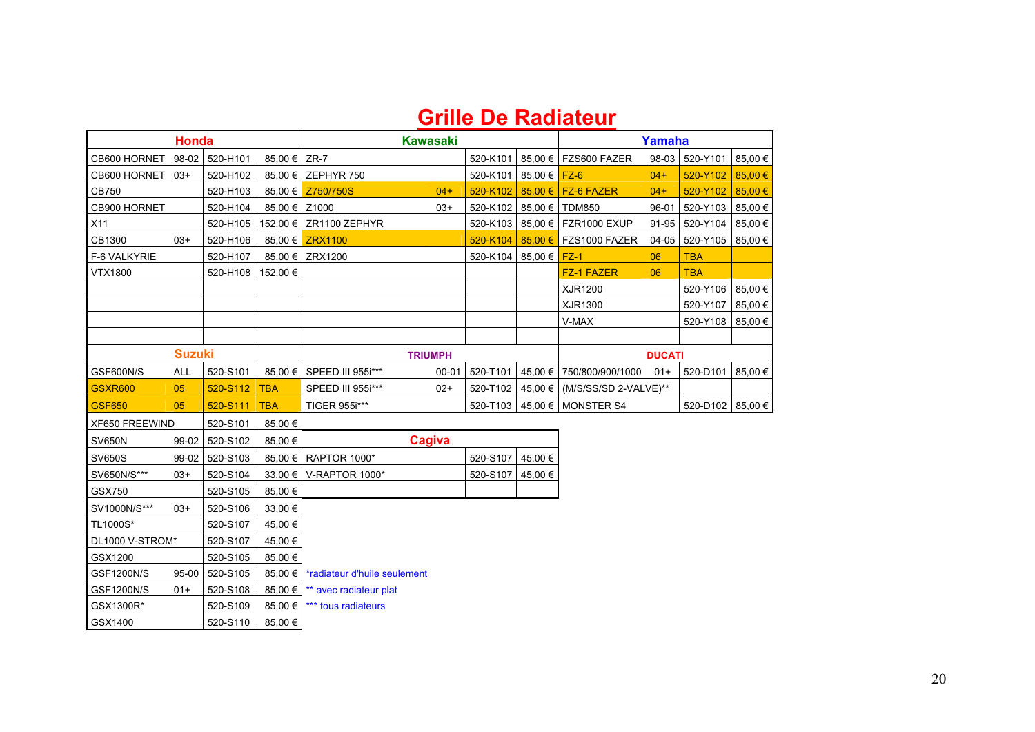# Grille De Radiateur

| Honda | | | | Kawasaki | | | | Yamaha | | | |
|---|---|---|---|---|---|---|---|---|---|---|---|
| CB600 HORNET | 98-02 | 520-H101 | 85,00 € | ZR-7 | | 520-K101 | 85,00 € | FZS600 FAZER | 98-03 | 520-Y101 | 85,00 € |
| CB600 HORNET | 03+ | 520-H102 | 85,00 € | ZEPHYR 750 | | 520-K101 | 85,00 € | FZ-6 | 04+ | 520-Y102 | 85,00 € |
| CB750 | | 520-H103 | 85,00 € | Z750/750S | 04+ | 520-K102 | 85,00 € | FZ-6 FAZER | 04+ | 520-Y102 | 85,00 € |
| CB900 HORNET | | 520-H104 | 85,00 € | Z1000 | 03+ | 520-K102 | 85,00 € | TDM850 | 96-01 | 520-Y103 | 85,00 € |
| X11 | | 520-H105 | 152,00 € | ZR1100 ZEPHYR | | 520-K103 | 85,00 € | FZR1000 EXUP | 91-95 | 520-Y104 | 85,00 € |
| CB1300 | 03+ | 520-H106 | 85,00 € | ZRX1100 | | 520-K104 | 85,00 € | FZS1000 FAZER | 04-05 | 520-Y105 | 85,00 € |
| F-6 VALKYRIE | | 520-H107 | 85,00 € | ZRX1200 | | 520-K104 | 85,00 € | FZ-1 | 06 | TBA | |
| VTX1800 | | 520-H108 | 152,00 € | | | | | FZ-1 FAZER | 06 | TBA | |
| | | | | | | | | XJR1200 | | 520-Y106 | 85,00 € |
| | | | | | | | | XJR1300 | | 520-Y107 | 85,00 € |
| | | | | | | | | V-MAX | | 520-Y108 | 85,00 € |
| | | | | | | | | | | | |
| **Suzuki** | | | | **TRIUMPH** | | | | **DUCATI** | | | |
| GSF600N/S | ALL | 520-S101 | 85,00 € | SPEED III 955i*** | 00-01 | 520-T101 | 45,00 € | 750/800/900/1000 | 01+ | 520-D101 | 85,00 € |
| GSXR600 | 05 | 520-S112 | TBA | SPEED III 955i*** | 02+ | 520-T102 | 45,00 € | (M/S/SS/SD 2-VALVE)** | | | |
| GSF650 | 05 | 520-S111 | TBA | TIGER 955i*** | | 520-T103 | 45,00 € | MONSTER S4 | | 520-D102 | 85,00 € |
| XF650 FREEWIND | | 520-S101 | 85,00 € | | | | | | | | |
| SV650N | 99-02 | 520-S102 | 85,00 € | **Cagiva** | | | | | | | |
| SV650S | 99-02 | 520-S103 | 85,00 € | RAPTOR 1000* | | 520-S107 | 45,00 € | | | | |
| SV650N/S*** | 03+ | 520-S104 | 33,00 € | V-RAPTOR 1000* | | 520-S107 | 45,00 € | | | | |
| GSX750 | | 520-S105 | 85,00 € | | | | | | | | |
| SV1000N/S*** | 03+ | 520-S106 | 33,00 € | | | | | | | | |
| TL1000S* | | 520-S107 | 45,00 € | | | | | | | | |
| DL1000 V-STROM* | | 520-S107 | 45,00 € | | | | | | | | |
| GSX1200 | | 520-S105 | 85,00 € | | | | | | | | |
| GSF1200N/S | 95-00 | 520-S105 | 85,00 € | *radiateur d'huile seulement | | | | | | | |
| GSF1200N/S | 01+ | 520-S108 | 85,00 € | ** avec radiateur plat | | | | | | | |
| GSX1300R* | | 520-S109 | 85,00 € | *** tous radiateurs | | | | | | | |
| GSX1400 | | 520-S110 | 85,00 € | | | | | | | | |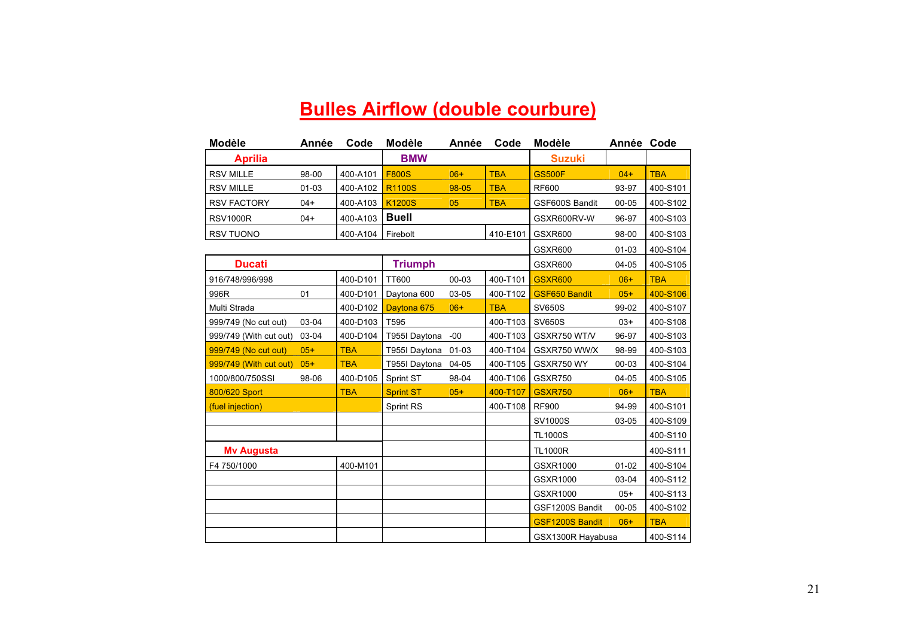# Bulles Airflow (double courbure)

| Modèle | Année | Code | Modèle | Année | Code | Modèle | Année | Code |
|---|---|---|---|---|---|---|---|---|
| **Aprilia** | | | **BMW** | | | **Suzuki** | | |
| RSV MILLE | 98-00 | 400-A101 | F800S | 06+ | TBA | GS500F | 04+ | TBA |
| RSV MILLE | 01-03 | 400-A102 | R1100S | 98-05 | TBA | RF600 | 93-97 | 400-S101 |
| RSV FACTORY | 04+ | 400-A103 | K1200S | 05 | TBA | GSF600S Bandit | 00-05 | 400-S102 |
| RSV1000R | 04+ | 400-A103 | **Buell** | | | GSXR600RV-W | 96-97 | 400-S103 |
| RSV TUONO | | 400-A104 | Firebolt | | 410-E101 | GSXR600 | 98-00 | 400-S103 |
| | | | | | | GSXR600 | 01-03 | 400-S104 |
| **Ducati** | | | **Triumph** | | | GSXR600 | 04-05 | 400-S105 |
| 916/748/996/998 | | 400-D101 | TT600 | 00-03 | 400-T101 | GSXR600 | 06+ | TBA |
| 996R | 01 | 400-D101 | Daytona 600 | 03-05 | 400-T102 | GSF650 Bandit | 05+ | 400-S106 |
| Multi Strada | | 400-D102 | Daytona 675 | 06+ | TBA | SV650S | 99-02 | 400-S107 |
| 999/749 (No cut out) | 03-04 | 400-D103 | T595 | | 400-T103 | SV650S | 03+ | 400-S108 |
| 999/749 (With cut out) | 03-04 | 400-D104 | T955I Daytona | -00 | 400-T103 | GSXR750 WT/V | 96-97 | 400-S103 |
| 999/749 (No cut out) | 05+ | TBA | T955I Daytona | 01-03 | 400-T104 | GSXR750 WW/X | 98-99 | 400-S103 |
| 999/749 (With cut out) | 05+ | TBA | T955I Daytona | 04-05 | 400-T105 | GSXR750 WY | 00-03 | 400-S104 |
| 1000/800/750SSI | 98-06 | 400-D105 | Sprint ST | 98-04 | 400-T106 | GSXR750 | 04-05 | 400-S105 |
| 800/620 Sport | | TBA | Sprint ST | 05+ | 400-T107 | GSXR750 | 06+ | TBA |
| (fuel injection) | | | Sprint RS | | 400-T108 | RF900 | 94-99 | 400-S101 |
| | | | | | | SV1000S | 03-05 | 400-S109 |
| | | | | | | TL1000S | | 400-S110 |
| **Mv Augusta** | | | | | | TL1000R | | 400-S111 |
| F4 750/1000 | | 400-M101 | | | | GSXR1000 | 01-02 | 400-S104 |
| | | | | | | GSXR1000 | 03-04 | 400-S112 |
| | | | | | | GSXR1000 | 05+ | 400-S113 |
| | | | | | | GSF1200S Bandit | 00-05 | 400-S102 |
| | | | | | | GSF1200S Bandit | 06+ | TBA |
| | | | | | | GSX1300R Hayabusa | | 400-S114 |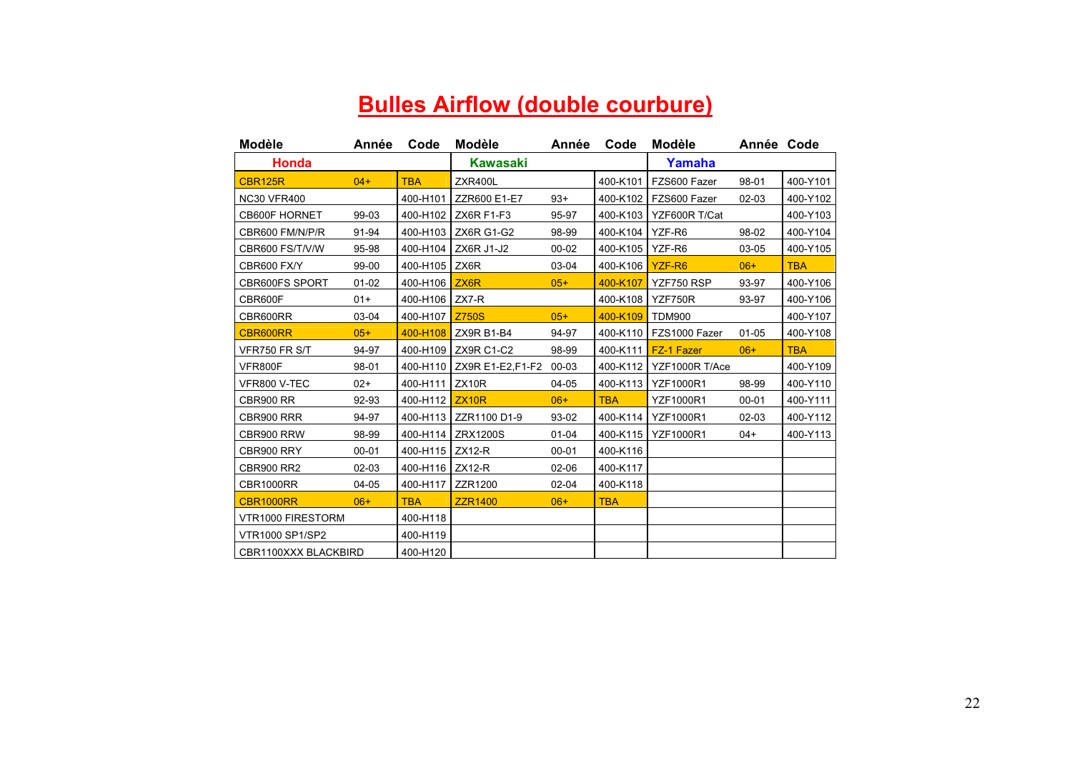# Bulles Airflow (double courbure)

| Modèle | Année | Code | Modèle | Année | Code | Modèle | Année | Code |
|---|---|---|---|---|---|---|---|---|
| **Honda** | | | **Kawasaki** | | | **Yamaha** | | |
| CBR125R | 04+ | TBA | ZXR400L | | 400-K101 | FZS600 Fazer | 98-01 | 400-Y101 |
| NC30 VFR400 | | 400-H101 | ZZR600 E1-E7 | 93+ | 400-K102 | FZS600 Fazer | 02-03 | 400-Y102 |
| CB600F HORNET | 99-03 | 400-H102 | ZX6R F1-F3 | 95-97 | 400-K103 | YZF600R T/Cat | | 400-Y103 |
| CBR600 FM/N/P/R | 91-94 | 400-H103 | ZX6R G1-G2 | 98-99 | 400-K104 | YZF-R6 | 98-02 | 400-Y104 |
| CBR600 FS/T/V/W | 95-98 | 400-H104 | ZX6R J1-J2 | 00-02 | 400-K105 | YZF-R6 | 03-05 | 400-Y105 |
| CBR600 FX/Y | 99-00 | 400-H105 | ZX6R | 03-04 | 400-K106 | YZF-R6 | 06+ | TBA |
| CBR600FS SPORT | 01-02 | 400-H106 | ZX6R | 05+ | 400-K107 | YZF750 RSP | 93-97 | 400-Y106 |
| CBR600F | 01+ | 400-H106 | ZX7-R | | 400-K108 | YZF750R | 93-97 | 400-Y106 |
| CBR600RR | 03-04 | 400-H107 | Z750S | 05+ | 400-K109 | TDM900 | | 400-Y107 |
| CBR600RR | 05+ | 400-H108 | ZX9R B1-B4 | 94-97 | 400-K110 | FZS1000 Fazer | 01-05 | 400-Y108 |
| VFR750 FR S/T | 94-97 | 400-H109 | ZX9R C1-C2 | 98-99 | 400-K111 | FZ-1 Fazer | 06+ | TBA |
| VFR800F | 98-01 | 400-H110 | ZX9R E1-E2,F1-F2 | 00-03 | 400-K112 | YZF1000R T/Ace | | 400-Y109 |
| VFR800 V-TEC | 02+ | 400-H111 | ZX10R | 04-05 | 400-K113 | YZF1000R1 | 98-99 | 400-Y110 |
| CBR900 RR | 92-93 | 400-H112 | ZX10R | 06+ | TBA | YZF1000R1 | 00-01 | 400-Y111 |
| CBR900 RRR | 94-97 | 400-H113 | ZZR1100 D1-9 | 93-02 | 400-K114 | YZF1000R1 | 02-03 | 400-Y112 |
| CBR900 RRW | 98-99 | 400-H114 | ZRX1200S | 01-04 | 400-K115 | YZF1000R1 | 04+ | 400-Y113 |
| CBR900 RRY | 00-01 | 400-H115 | ZX12-R | 00-01 | 400-K116 | | | |
| CBR900 RR2 | 02-03 | 400-H116 | ZX12-R | 02-06 | 400-K117 | | | |
| CBR1000RR | 04-05 | 400-H117 | ZZR1200 | 02-04 | 400-K118 | | | |
| CBR1000RR | 06+ | TBA | ZZR1400 | 06+ | TBA | | | |
| VTR1000 FIRESTORM | | 400-H118 | | | | | | |
| VTR1000 SP1/SP2 | | 400-H119 | | | | | | |
| CBR1100XXX BLACKBIRD | | 400-H120 | | | | | | |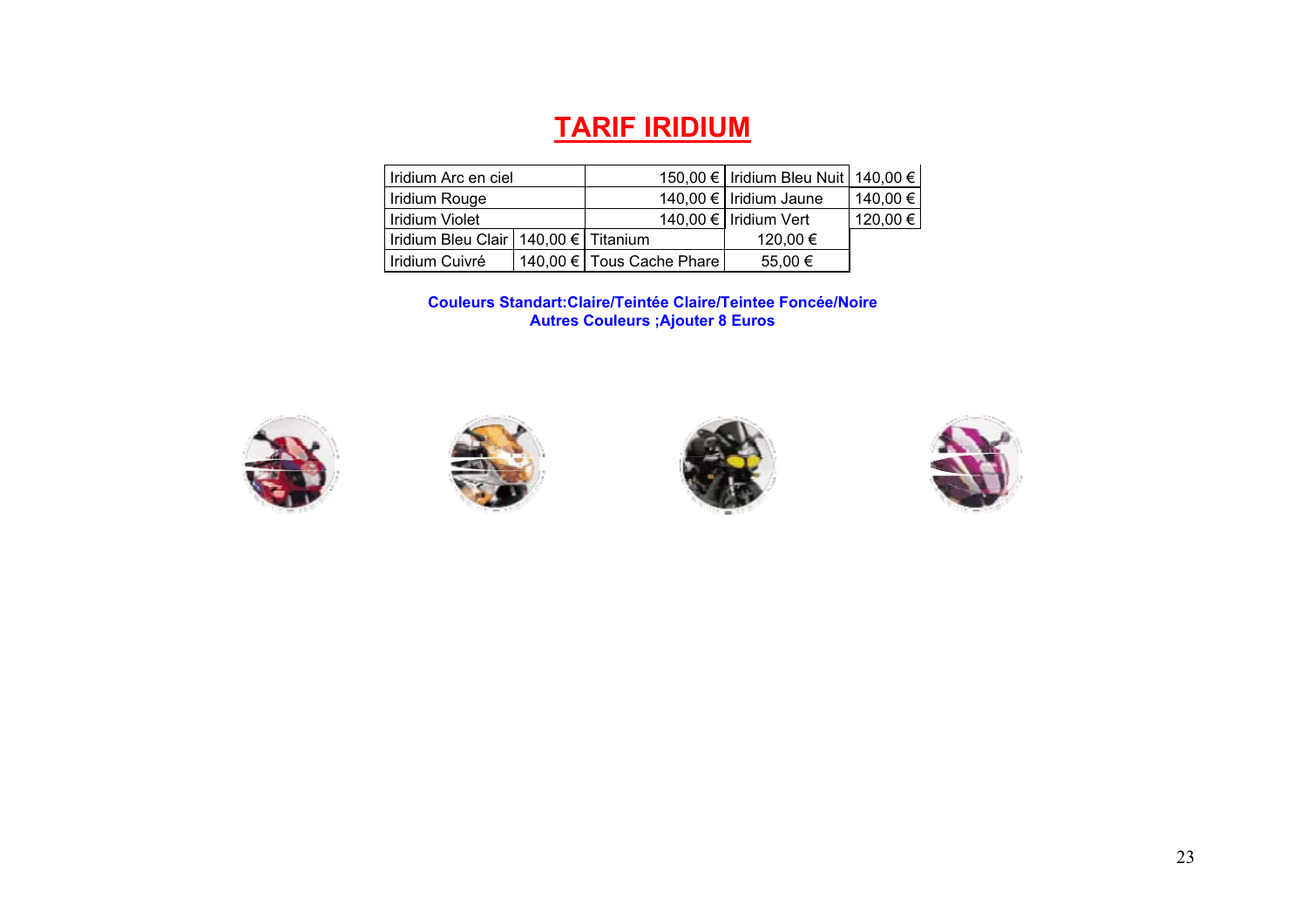# TARIF IRIDIUM

| | | | |
|---|---|---|---|
| Iridium Arc en ciel | 150,00 € | Iridium Bleu Nuit | 140,00 € |
| Iridium Rouge | 140,00 € | Iridium Jaune | 140,00 € |
| Iridium Violet | 140,00 € | Iridium Vert | 120,00 € |
| Iridium Bleu Clair | 140,00 € | Titanium | 120,00 € |
| Iridium Cuivré | 140,00 € | Tous Cache Phare | 55,00 € |

**Couleurs Standart:Claire/Teintée Claire/Teintee Foncée/Noire**
**Autres Couleurs ;Ajouter 8 Euros**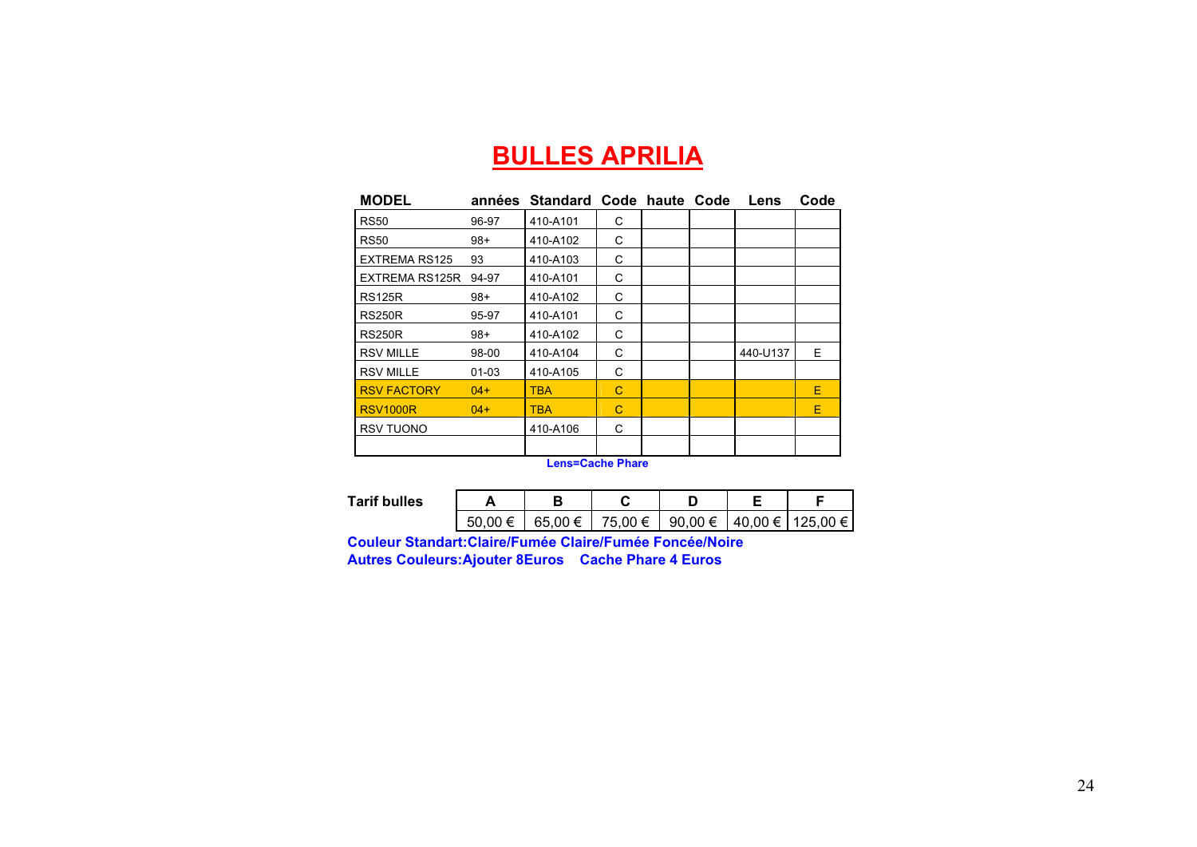# BULLES APRILIA

| MODEL | années | Standard | Code | haute | Code | Lens | Code |
|---|---|---|---|---|---|---|---|
| RS50 | 96-97 | 410-A101 | C | | | | |
| RS50 | 98+ | 410-A102 | C | | | | |
| EXTREMA RS125 | 93 | 410-A103 | C | | | | |
| EXTREMA RS125R | 94-97 | 410-A101 | C | | | | |
| RS125R | 98+ | 410-A102 | C | | | | |
| RS250R | 95-97 | 410-A101 | C | | | | |
| RS250R | 98+ | 410-A102 | C | | | | |
| RSV MILLE | 98-00 | 410-A104 | C | | | 440-U137 | E |
| RSV MILLE | 01-03 | 410-A105 | C | | | | |
| RSV FACTORY | 04+ | TBA | C | | | | E |
| RSV1000R | 04+ | TBA | C | | | | E |
| RSV TUONO | | 410-A106 | C | | | | |
| | | | | | | | |

**Lens=Cache Phare**

| Tarif bulles | A | B | C | D | E | F |
|---|---|---|---|---|---|---|
| | 50,00 € | 65,00 € | 75,00 € | 90,00 € | 40,00 € | 125,00 € |

**Couleur Standart:Claire/Fumée Claire/Fumée Foncée/Noire**

**Autres Couleurs:Ajouter 8Euros    Cache Phare 4 Euros**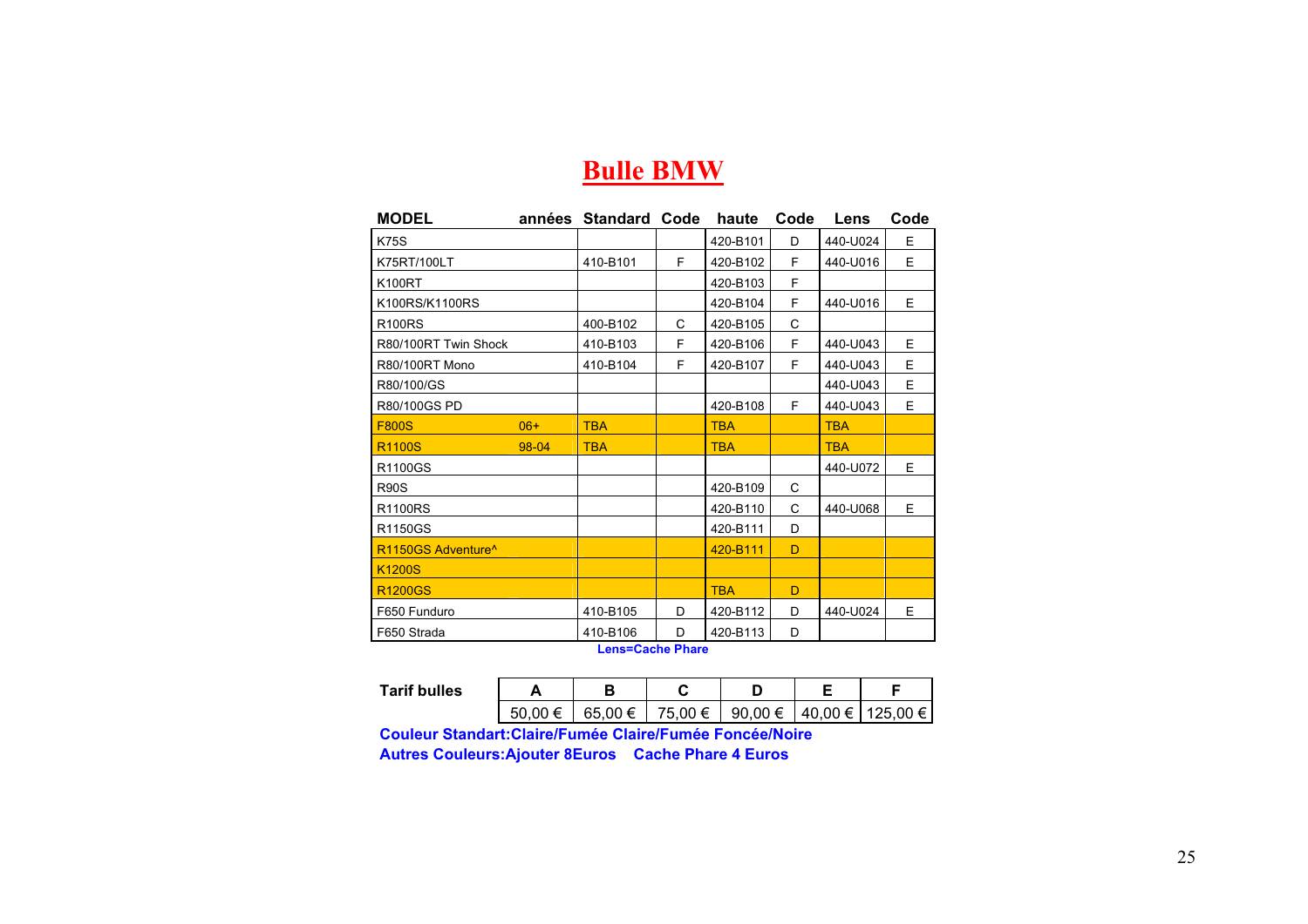# Bulle BMW

| MODEL | années | Standard | Code | haute | Code | Lens | Code |
|---|---|---|---|---|---|---|---|
| K75S | | | | 420-B101 | D | 440-U024 | E |
| K75RT/100LT | | 410-B101 | F | 420-B102 | F | 440-U016 | E |
| K100RT | | | | 420-B103 | F | | |
| K100RS/K1100RS | | | | 420-B104 | F | 440-U016 | E |
| R100RS | | 400-B102 | C | 420-B105 | C | | |
| R80/100RT Twin Shock | | 410-B103 | F | 420-B106 | F | 440-U043 | E |
| R80/100RT Mono | | 410-B104 | F | 420-B107 | F | 440-U043 | E |
| R80/100/GS | | | | | | 440-U043 | E |
| R80/100GS PD | | | | 420-B108 | F | 440-U043 | E |
| F800S | 06+ | TBA | | TBA | | TBA | |
| R1100S | 98-04 | TBA | | TBA | | TBA | |
| R1100GS | | | | | | 440-U072 | E |
| R90S | | | | 420-B109 | C | | |
| R1100RS | | | | 420-B110 | C | 440-U068 | E |
| R1150GS | | | | 420-B111 | D | | |
| R1150GS Adventure^ | | | | 420-B111 | D | | |
| K1200S | | | | | | | |
| R1200GS | | | | TBA | D | | |
| F650 Funduro | | 410-B105 | D | 420-B112 | D | 440-U024 | E |
| F650 Strada | | 410-B106 | D | 420-B113 | D | | |

**Lens=Cache Phare**

| Tarif bulles | A | B | C | D | E | F |
|---|---|---|---|---|---|---|
| | 50,00 € | 65,00 € | 75,00 € | 90,00 € | 40,00 € | 125,00 € |

**Couleur Standart:Claire/Fumée Claire/Fumée Foncée/Noire**

**Autres Couleurs:Ajouter 8Euros    Cache Phare 4 Euros**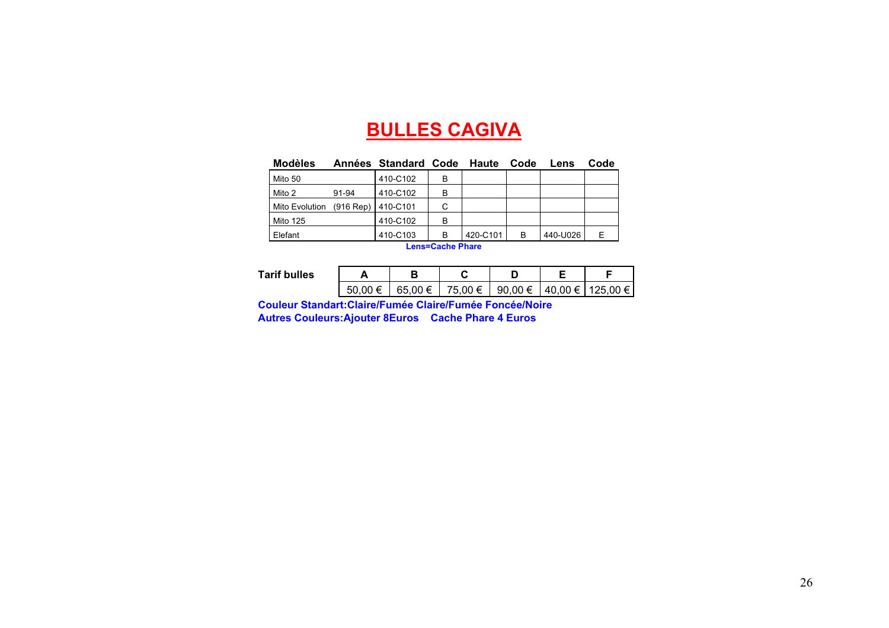# BULLES CAGIVA

| Modèles | Années | Standard | Code | Haute | Code | Lens | Code |
|---|---|---|---|---|---|---|---|
| Mito 50 | | 410-C102 | B | | | | |
| Mito 2 | 91-94 | 410-C102 | B | | | | |
| Mito Evolution | (916 Rep) | 410-C101 | C | | | | |
| Mito 125 | | 410-C102 | B | | | | |
| Elefant | | 410-C103 | B | 420-C101 | B | 440-U026 | E |

**Lens=Cache Phare**

| Tarif bulles | A | B | C | D | E | F |
|---|---|---|---|---|---|---|
| | 50,00 € | 65,00 € | 75,00 € | 90,00 € | 40,00 € | 125,00 € |

**Couleur Standart:Claire/Fumée Claire/Fumée Foncée/Noire**

**Autres Couleurs:Ajouter 8Euros    Cache Phare 4 Euros**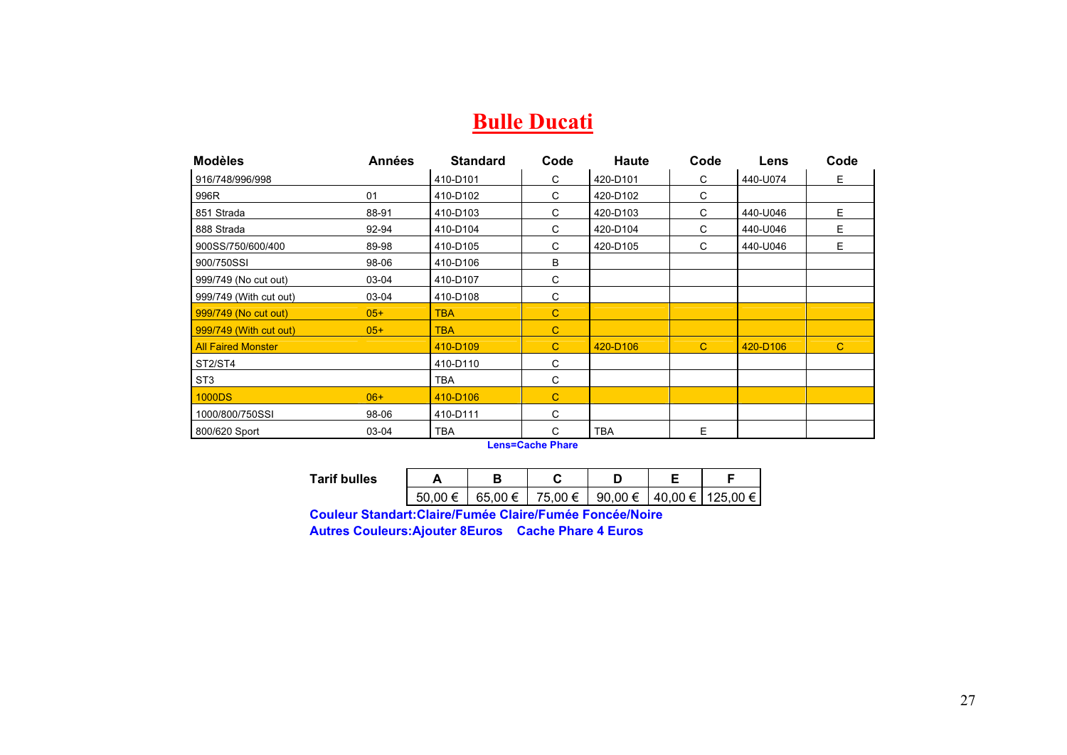# Bulle Ducati

| Modèles | Années | Standard | Code | Haute | Code | Lens | Code |
|---|---|---|---|---|---|---|---|
| 916/748/996/998 | | 410-D101 | C | 420-D101 | C | 440-U074 | E |
| 996R | 01 | 410-D102 | C | 420-D102 | C | | |
| 851 Strada | 88-91 | 410-D103 | C | 420-D103 | C | 440-U046 | E |
| 888 Strada | 92-94 | 410-D104 | C | 420-D104 | C | 440-U046 | E |
| 900SS/750/600/400 | 89-98 | 410-D105 | C | 420-D105 | C | 440-U046 | E |
| 900/750SSI | 98-06 | 410-D106 | B | | | | |
| 999/749 (No cut out) | 03-04 | 410-D107 | C | | | | |
| 999/749 (With cut out) | 03-04 | 410-D108 | C | | | | |
| 999/749 (No cut out) | 05+ | TBA | C | | | | |
| 999/749 (With cut out) | 05+ | TBA | C | | | | |
| All Faired Monster | | 410-D109 | C | 420-D106 | C | 420-D106 | C |
| ST2/ST4 | | 410-D110 | C | | | | |
| ST3 | | TBA | C | | | | |
| 1000DS | 06+ | 410-D106 | C | | | | |
| 1000/800/750SSI | 98-06 | 410-D111 | C | | | | |
| 800/620 Sport | 03-04 | TBA | C | TBA | E | | |

**Lens=Cache Phare**

| Tarif bulles | A | B | C | D | E | F |
|---|---|---|---|---|---|---|
| | 50,00 € | 65,00 € | 75,00 € | 90,00 € | 40,00 € | 125,00 € |

**Couleur Standart:Claire/Fumée Claire/Fumée Foncée/Noire**

**Autres Couleurs:Ajouter 8Euros Cache Phare 4 Euros**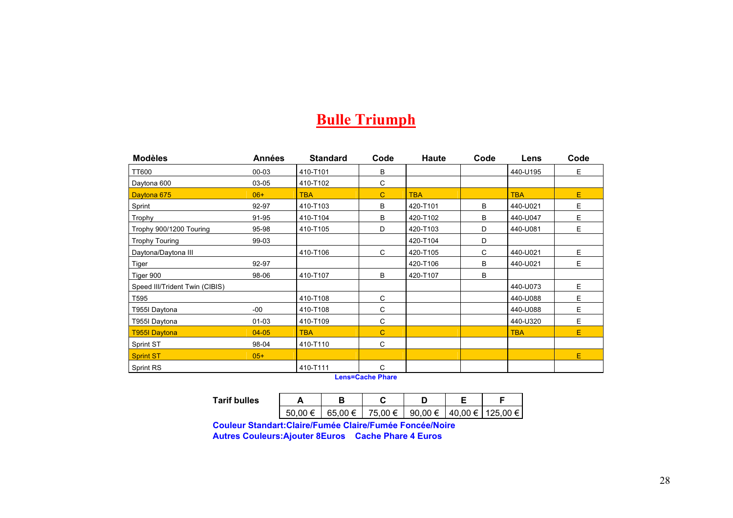# Bulle Triumph

| Modèles | Années | Standard | Code | Haute | Code | Lens | Code |
|---|---|---|---|---|---|---|---|
| TT600 | 00-03 | 410-T101 | B | | | 440-U195 | E |
| Daytona 600 | 03-05 | 410-T102 | C | | | | |
| Daytona 675 | 06+ | TBA | C | TBA | | TBA | E |
| Sprint | 92-97 | 410-T103 | B | 420-T101 | B | 440-U021 | E |
| Trophy | 91-95 | 410-T104 | B | 420-T102 | B | 440-U047 | E |
| Trophy 900/1200 Touring | 95-98 | 410-T105 | D | 420-T103 | D | 440-U081 | E |
| Trophy Touring | 99-03 | | | 420-T104 | D | | |
| Daytona/Daytona III | | 410-T106 | C | 420-T105 | C | 440-U021 | E |
| Tiger | 92-97 | | | 420-T106 | B | 440-U021 | E |
| Tiger 900 | 98-06 | 410-T107 | B | 420-T107 | B | | |
| Speed III/Trident Twin (CIBIS) | | | | | | 440-U073 | E |
| T595 | | 410-T108 | C | | | 440-U088 | E |
| T955I Daytona | -00 | 410-T108 | C | | | 440-U088 | E |
| T955I Daytona | 01-03 | 410-T109 | C | | | 440-U320 | E |
| T955I Daytona | 04-05 | TBA | C | | | TBA | E |
| Sprint ST | 98-04 | 410-T110 | C | | | | |
| Sprint ST | 05+ | | | | | | E |
| Sprint RS | | 410-T111 | C | | | | |

**Lens=Cache Phare**

| Tarif bulles | A | B | C | D | E | F |
|---|---|---|---|---|---|---|
| | 50,00 € | 65,00 € | 75,00 € | 90,00 € | 40,00 € | 125,00 € |

**Couleur Standart:Claire/Fumée Claire/Fumée Foncée/Noire**

**Autres Couleurs:Ajouter 8Euros    Cache Phare 4 Euros**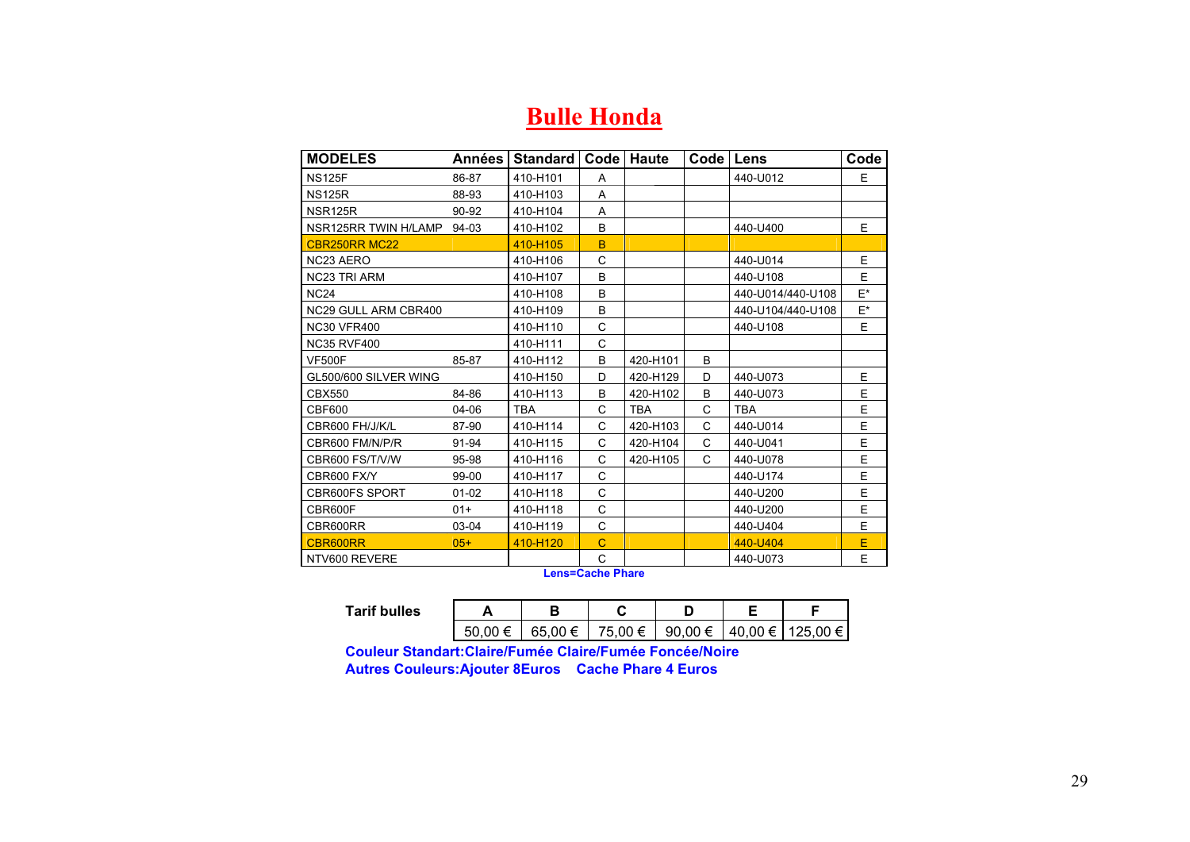# Bulle Honda

| MODELES | Années | Standard | Code | Haute | Code | Lens | Code |
|---|---|---|---|---|---|---|---|
| NS125F | 86-87 | 410-H101 | A | | | 440-U012 | E |
| NS125R | 88-93 | 410-H103 | A | | | | |
| NSR125R | 90-92 | 410-H104 | A | | | | |
| NSR125RR TWIN H/LAMP | 94-03 | 410-H102 | B | | | 440-U400 | E |
| CBR250RR MC22 | | 410-H105 | B | | | | |
| NC23 AERO | | 410-H106 | C | | | 440-U014 | E |
| NC23 TRI ARM | | 410-H107 | B | | | 440-U108 | E |
| NC24 | | 410-H108 | B | | | 440-U014/440-U108 | E* |
| NC29 GULL ARM CBR400 | | 410-H109 | B | | | 440-U104/440-U108 | E* |
| NC30 VFR400 | | 410-H110 | C | | | 440-U108 | E |
| NC35 RVF400 | | 410-H111 | C | | | | |
| VF500F | 85-87 | 410-H112 | B | 420-H101 | B | | |
| GL500/600 SILVER WING | | 410-H150 | D | 420-H129 | D | 440-U073 | E |
| CBX550 | 84-86 | 410-H113 | B | 420-H102 | B | 440-U073 | E |
| CBF600 | 04-06 | TBA | C | TBA | C | TBA | E |
| CBR600 FH/J/K/L | 87-90 | 410-H114 | C | 420-H103 | C | 440-U014 | E |
| CBR600 FM/N/P/R | 91-94 | 410-H115 | C | 420-H104 | C | 440-U041 | E |
| CBR600 FS/T/V/W | 95-98 | 410-H116 | C | 420-H105 | C | 440-U078 | E |
| CBR600 FX/Y | 99-00 | 410-H117 | C | | | 440-U174 | E |
| CBR600FS SPORT | 01-02 | 410-H118 | C | | | 440-U200 | E |
| CBR600F | 01+ | 410-H118 | C | | | 440-U200 | E |
| CBR600RR | 03-04 | 410-H119 | C | | | 440-U404 | E |
| CBR600RR | 05+ | 410-H120 | C | | | 440-U404 | E |
| NTV600 REVERE | | | C | | | 440-U073 | E |

**Lens=Cache Phare**

| Tarif bulles | A | B | C | D | E | F |
|---|---|---|---|---|---|---|
| | 50,00 € | 65,00 € | 75,00 € | 90,00 € | 40,00 € | 125,00 € |

**Couleur Standart:Claire/Fumée Claire/Fumée Foncée/Noire**

**Autres Couleurs:Ajouter 8Euros    Cache Phare 4 Euros**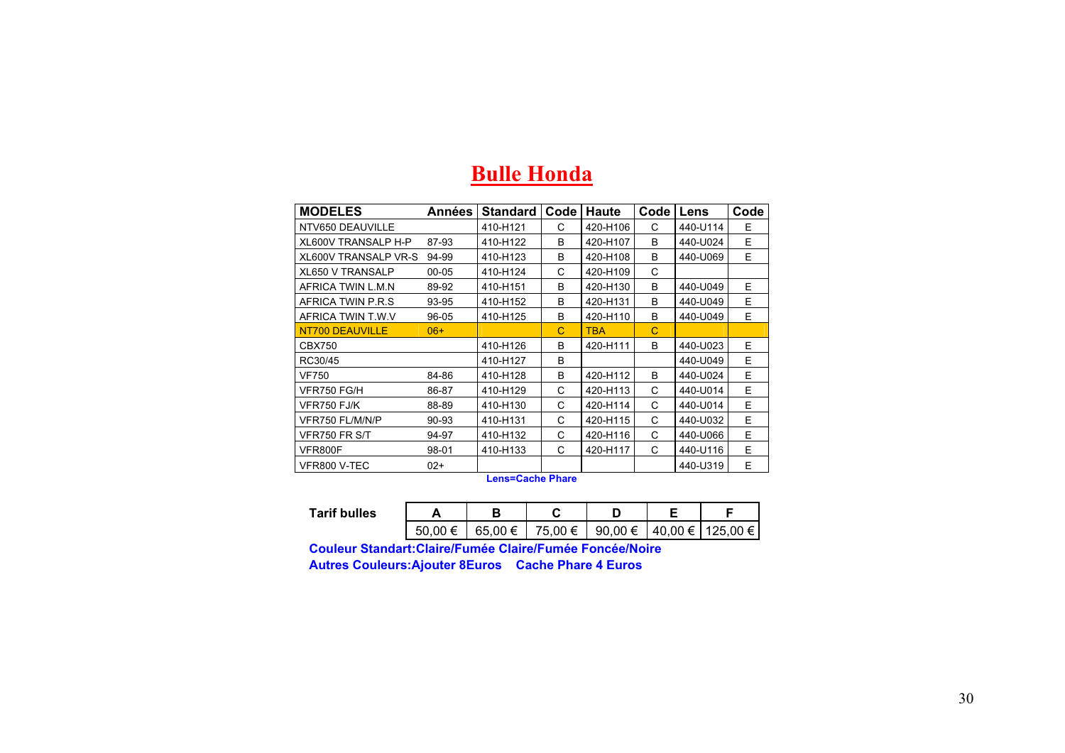# Bulle Honda

| MODELES | Années | Standard | Code | Haute | Code | Lens | Code |
|---|---|---|---|---|---|---|---|
| NTV650 DEAUVILLE | | 410-H121 | C | 420-H106 | C | 440-U114 | E |
| XL600V TRANSALP H-P | 87-93 | 410-H122 | B | 420-H107 | B | 440-U024 | E |
| XL600V TRANSALP VR-S | 94-99 | 410-H123 | B | 420-H108 | B | 440-U069 | E |
| XL650 V TRANSALP | 00-05 | 410-H124 | C | 420-H109 | C | | |
| AFRICA TWIN L.M.N | 89-92 | 410-H151 | B | 420-H130 | B | 440-U049 | E |
| AFRICA TWIN P.R.S | 93-95 | 410-H152 | B | 420-H131 | B | 440-U049 | E |
| AFRICA TWIN T.W.V | 96-05 | 410-H125 | B | 420-H110 | B | 440-U049 | E |
| NT700 DEAUVILLE | 06+ | | C | TBA | C | | |
| CBX750 | | 410-H126 | B | 420-H111 | B | 440-U023 | E |
| RC30/45 | | 410-H127 | B | | | 440-U049 | E |
| VF750 | 84-86 | 410-H128 | B | 420-H112 | B | 440-U024 | E |
| VFR750 FG/H | 86-87 | 410-H129 | C | 420-H113 | C | 440-U014 | E |
| VFR750 FJ/K | 88-89 | 410-H130 | C | 420-H114 | C | 440-U014 | E |
| VFR750 FL/M/N/P | 90-93 | 410-H131 | C | 420-H115 | C | 440-U032 | E |
| VFR750 FR S/T | 94-97 | 410-H132 | C | 420-H116 | C | 440-U066 | E |
| VFR800F | 98-01 | 410-H133 | C | 420-H117 | C | 440-U116 | E |
| VFR800 V-TEC | 02+ | | | | | 440-U319 | E |

**Lens=Cache Phare**

| Tarif bulles | A | B | C | D | E | F |
|---|---|---|---|---|---|---|
| | 50,00 € | 65,00 € | 75,00 € | 90,00 € | 40,00 € | 125,00 € |

**Couleur Standart:Claire/Fumée Claire/Fumée Foncée/Noire**

**Autres Couleurs:Ajouter 8Euros    Cache Phare 4 Euros**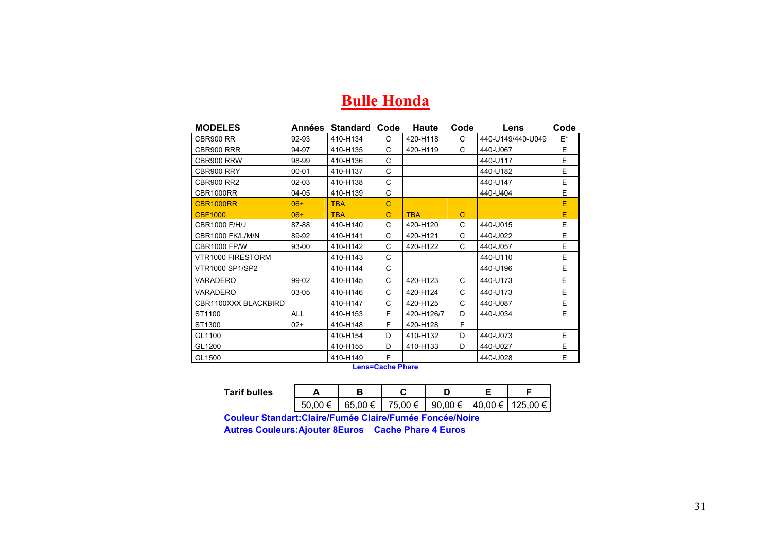# Bulle Honda

| MODELES | Années | Standard | Code | Haute | Code | Lens | Code |
|---|---|---|---|---|---|---|---|
| CBR900 RR | 92-93 | 410-H134 | C | 420-H118 | C | 440-U149/440-U049 | E* |
| CBR900 RRR | 94-97 | 410-H135 | C | 420-H119 | C | 440-U067 | E |
| CBR900 RRW | 98-99 | 410-H136 | C | | | 440-U117 | E |
| CBR900 RRY | 00-01 | 410-H137 | C | | | 440-U182 | E |
| CBR900 RR2 | 02-03 | 410-H138 | C | | | 440-U147 | E |
| CBR1000RR | 04-05 | 410-H139 | C | | | 440-U404 | E |
| CBR1000RR | 06+ | TBA | C | | | | E |
| CBF1000 | 06+ | TBA | C | TBA | C | | E |
| CBR1000 F/H/J | 87-88 | 410-H140 | C | 420-H120 | C | 440-U015 | E |
| CBR1000 FK/L/M/N | 89-92 | 410-H141 | C | 420-H121 | C | 440-U022 | E |
| CBR1000 FP/W | 93-00 | 410-H142 | C | 420-H122 | C | 440-U057 | E |
| VTR1000 FIRESTORM | | 410-H143 | C | | | 440-U110 | E |
| VTR1000 SP1/SP2 | | 410-H144 | C | | | 440-U196 | E |
| VARADERO | 99-02 | 410-H145 | C | 420-H123 | C | 440-U173 | E |
| VARADERO | 03-05 | 410-H146 | C | 420-H124 | C | 440-U173 | E |
| CBR1100XXX BLACKBIRD | | 410-H147 | C | 420-H125 | C | 440-U087 | E |
| ST1100 | ALL | 410-H153 | F | 420-H126/7 | D | 440-U034 | E |
| ST1300 | 02+ | 410-H148 | F | 420-H128 | F | | |
| GL1100 | | 410-H154 | D | 410-H132 | D | 440-U073 | E |
| GL1200 | | 410-H155 | D | 410-H133 | D | 440-U027 | E |
| GL1500 | | 410-H149 | F | | | 440-U028 | E |

**Lens=Cache Phare**

| Tarif bulles | A | B | C | D | E | F |
|---|---|---|---|---|---|---|
| | 50,00 € | 65,00 € | 75,00 € | 90,00 € | 40,00 € | 125,00 € |

**Couleur Standart:Claire/Fumée Claire/Fumée Foncée/Noire**

**Autres Couleurs:Ajouter 8Euros Cache Phare 4 Euros**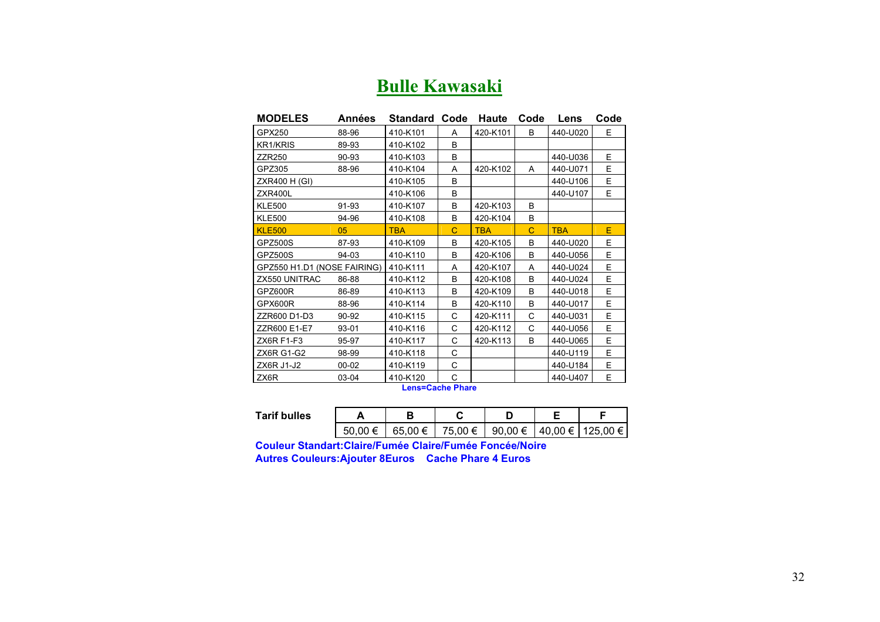# Bulle Kawasaki

| MODELES | Années | Standard | Code | Haute | Code | Lens | Code |
|---|---|---|---|---|---|---|---|
| GPX250 | 88-96 | 410-K101 | A | 420-K101 | B | 440-U020 | E |
| KR1/KRIS | 89-93 | 410-K102 | B | | | | |
| ZZR250 | 90-93 | 410-K103 | B | | | 440-U036 | E |
| GPZ305 | 88-96 | 410-K104 | A | 420-K102 | A | 440-U071 | E |
| ZXR400 H (GI) | | 410-K105 | B | | | 440-U106 | E |
| ZXR400L | | 410-K106 | B | | | 440-U107 | E |
| KLE500 | 91-93 | 410-K107 | B | 420-K103 | B | | |
| KLE500 | 94-96 | 410-K108 | B | 420-K104 | B | | |
| KLE500 | 05 | TBA | C | TBA | C | TBA | E |
| GPZ500S | 87-93 | 410-K109 | B | 420-K105 | B | 440-U020 | E |
| GPZ500S | 94-03 | 410-K110 | B | 420-K106 | B | 440-U056 | E |
| GPZ550 H1.D1 (NOSE FAIRING) | | 410-K111 | A | 420-K107 | A | 440-U024 | E |
| ZX550 UNITRAC | 86-88 | 410-K112 | B | 420-K108 | B | 440-U024 | E |
| GPZ600R | 86-89 | 410-K113 | B | 420-K109 | B | 440-U018 | E |
| GPX600R | 88-96 | 410-K114 | B | 420-K110 | B | 440-U017 | E |
| ZZR600 D1-D3 | 90-92 | 410-K115 | C | 420-K111 | C | 440-U031 | E |
| ZZR600 E1-E7 | 93-01 | 410-K116 | C | 420-K112 | C | 440-U056 | E |
| ZX6R F1-F3 | 95-97 | 410-K117 | C | 420-K113 | B | 440-U065 | E |
| ZX6R G1-G2 | 98-99 | 410-K118 | C | | | 440-U119 | E |
| ZX6R J1-J2 | 00-02 | 410-K119 | C | | | 440-U184 | E |
| ZX6R | 03-04 | 410-K120 | C | | | 440-U407 | E |

**Lens=Cache Phare**

| Tarif bulles | A | B | C | D | E | F |
|---|---|---|---|---|---|---|
| | 50,00 € | 65,00 € | 75,00 € | 90,00 € | 40,00 € | 125,00 € |

**Couleur Standart:Claire/Fumée Claire/Fumée Foncée/Noire**

**Autres Couleurs:Ajouter 8Euros    Cache Phare 4 Euros**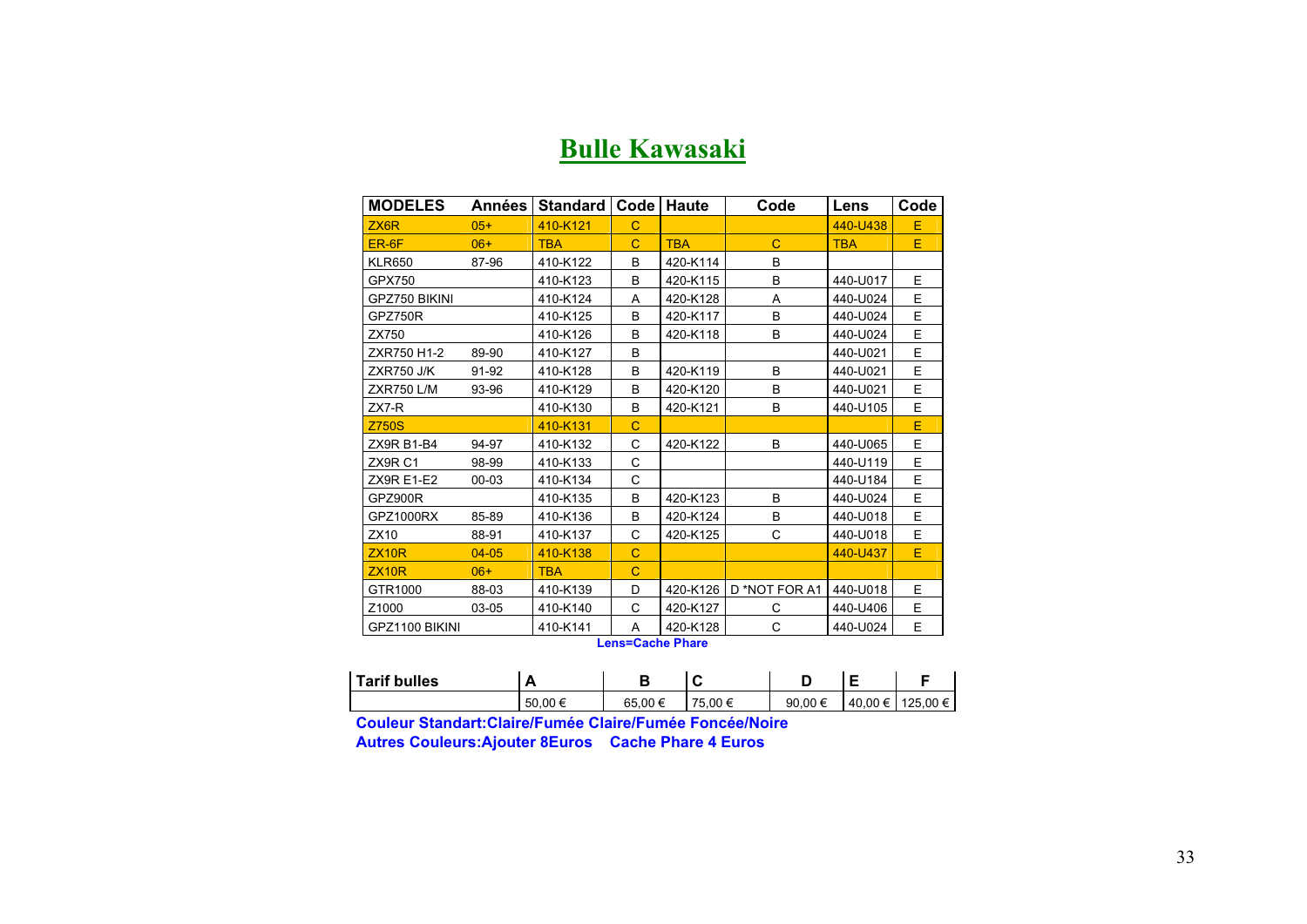# Bulle Kawasaki

| MODELES | Années | Standard | Code | Haute | Code | Lens | Code |
|---|---|---|---|---|---|---|---|
| ZX6R | 05+ | 410-K121 | C | | | 440-U438 | E |
| ER-6F | 06+ | TBA | C | TBA | C | TBA | E |
| KLR650 | 87-96 | 410-K122 | B | 420-K114 | B | | |
| GPX750 | | 410-K123 | B | 420-K115 | B | 440-U017 | E |
| GPZ750 BIKINI | | 410-K124 | A | 420-K128 | A | 440-U024 | E |
| GPZ750R | | 410-K125 | B | 420-K117 | B | 440-U024 | E |
| ZX750 | | 410-K126 | B | 420-K118 | B | 440-U024 | E |
| ZXR750 H1-2 | 89-90 | 410-K127 | B | | | 440-U021 | E |
| ZXR750 J/K | 91-92 | 410-K128 | B | 420-K119 | B | 440-U021 | E |
| ZXR750 L/M | 93-96 | 410-K129 | B | 420-K120 | B | 440-U021 | E |
| ZX7-R | | 410-K130 | B | 420-K121 | B | 440-U105 | E |
| Z750S | | 410-K131 | C | | | | E |
| ZX9R B1-B4 | 94-97 | 410-K132 | C | 420-K122 | B | 440-U065 | E |
| ZX9R C1 | 98-99 | 410-K133 | C | | | 440-U119 | E |
| ZX9R E1-E2 | 00-03 | 410-K134 | C | | | 440-U184 | E |
| GPZ900R | | 410-K135 | B | 420-K123 | B | 440-U024 | E |
| GPZ1000RX | 85-89 | 410-K136 | B | 420-K124 | B | 440-U018 | E |
| ZX10 | 88-91 | 410-K137 | C | 420-K125 | C | 440-U018 | E |
| ZX10R | 04-05 | 410-K138 | C | | | 440-U437 | E |
| ZX10R | 06+ | TBA | C | | | | |
| GTR1000 | 88-03 | 410-K139 | D | 420-K126 | D *NOT FOR A1 | 440-U018 | E |
| Z1000 | 03-05 | 410-K140 | C | 420-K127 | C | 440-U406 | E |
| GPZ1100 BIKINI | | 410-K141 | A | 420-K128 | C | 440-U024 | E |

**Lens=Cache Phare**

| Tarif bulles | A | B | C | D | E | F |
|---|---|---|---|---|---|---|
| | 50,00 € | 65,00 € | 75,00 € | 90,00 € | 40,00 € | 125,00 € |

**Couleur Standart:Claire/Fumée Claire/Fumée Foncée/Noire**

**Autres Couleurs:Ajouter 8Euros Cache Phare 4 Euros**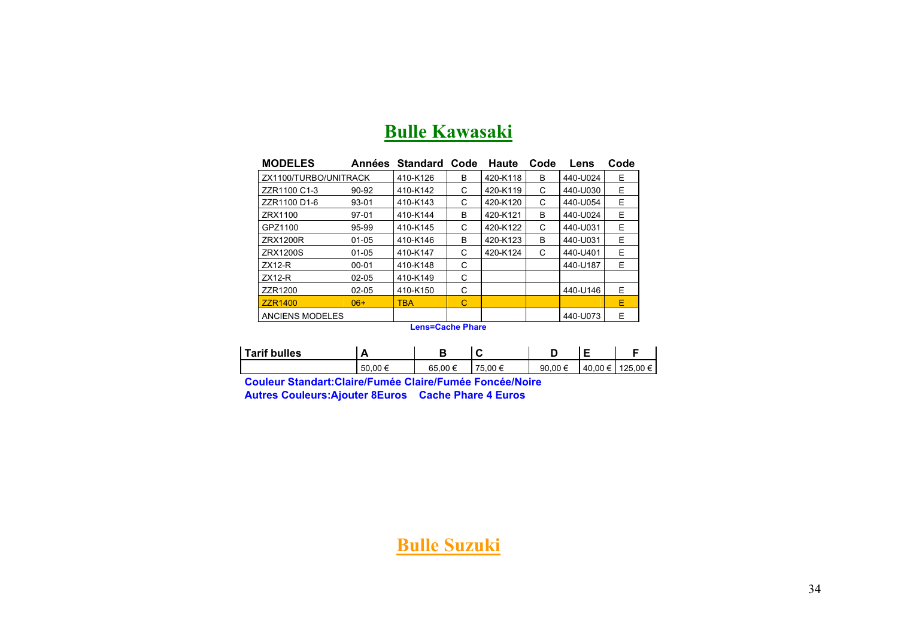# Bulle Kawasaki

| MODELES | Années | Standard | Code | Haute | Code | Lens | Code |
|---|---|---|---|---|---|---|---|
| ZX1100/TURBO/UNITRACK | | 410-K126 | B | 420-K118 | B | 440-U024 | E |
| ZZR1100 C1-3 | 90-92 | 410-K142 | C | 420-K119 | C | 440-U030 | E |
| ZZR1100 D1-6 | 93-01 | 410-K143 | C | 420-K120 | C | 440-U054 | E |
| ZRX1100 | 97-01 | 410-K144 | B | 420-K121 | B | 440-U024 | E |
| GPZ1100 | 95-99 | 410-K145 | C | 420-K122 | C | 440-U031 | E |
| ZRX1200R | 01-05 | 410-K146 | B | 420-K123 | B | 440-U031 | E |
| ZRX1200S | 01-05 | 410-K147 | C | 420-K124 | C | 440-U401 | E |
| ZX12-R | 00-01 | 410-K148 | C | | | 440-U187 | E |
| ZX12-R | 02-05 | 410-K149 | C | | | | |
| ZZR1200 | 02-05 | 410-K150 | C | | | 440-U146 | E |
| ZZR1400 | 06+ | TBA | C | | | | E |
| ANCIENS MODELES | | | | | | 440-U073 | E |

**Lens=Cache Phare**

| Tarif bulles | A | B | C | D | E | F |
|---|---|---|---|---|---|---|
| | 50,00 € | 65,00 € | 75,00 € | 90,00 € | 40,00 € | 125,00 € |

**Couleur Standart:Claire/Fumée Claire/Fumée Foncée/Noire**

**Autres Couleurs:Ajouter 8Euros    Cache Phare 4 Euros**

# Bulle Suzuki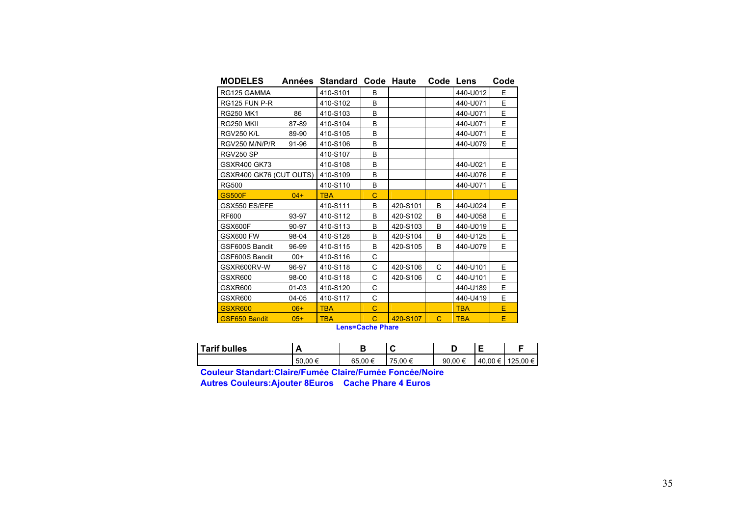| MODELES | Années | Standard | Code | Haute | Code | Lens | Code |
|---|---|---|---|---|---|---|---|
| RG125 GAMMA | | 410-S101 | B | | | 440-U012 | E |
| RG125 FUN P-R | | 410-S102 | B | | | 440-U071 | E |
| RG250 MK1 | 86 | 410-S103 | B | | | 440-U071 | E |
| RG250 MKII | 87-89 | 410-S104 | B | | | 440-U071 | E |
| RGV250 K/L | 89-90 | 410-S105 | B | | | 440-U071 | E |
| RGV250 M/N/P/R | 91-96 | 410-S106 | B | | | 440-U079 | E |
| RGV250 SP | | 410-S107 | B | | | | |
| GSXR400 GK73 | | 410-S108 | B | | | 440-U021 | E |
| GSXR400 GK76 (CUT OUTS) | | 410-S109 | B | | | 440-U076 | E |
| RG500 | | 410-S110 | B | | | 440-U071 | E |
| GS500F | 04+ | TBA | C | | | | |
| GSX550 ES/EFE | | 410-S111 | B | 420-S101 | B | 440-U024 | E |
| RF600 | 93-97 | 410-S112 | B | 420-S102 | B | 440-U058 | E |
| GSX600F | 90-97 | 410-S113 | B | 420-S103 | B | 440-U019 | E |
| GSX600 FW | 98-04 | 410-S128 | B | 420-S104 | B | 440-U125 | E |
| GSF600S Bandit | 96-99 | 410-S115 | B | 420-S105 | B | 440-U079 | E |
| GSF600S Bandit | 00+ | 410-S116 | C | | | | |
| GSXR600RV-W | 96-97 | 410-S118 | C | 420-S106 | C | 440-U101 | E |
| GSXR600 | 98-00 | 410-S118 | C | 420-S106 | C | 440-U101 | E |
| GSXR600 | 01-03 | 410-S120 | C | | | 440-U189 | E |
| GSXR600 | 04-05 | 410-S117 | C | | | 440-U419 | E |
| GSXR600 | 06+ | TBA | C | | | TBA | E |
| GSF650 Bandit | 05+ | TBA | C | 420-S107 | C | TBA | E |

**Lens=Cache Phare**

| Tarif bulles | A | B | C | D | E | F |
|---|---|---|---|---|---|---|
| | 50,00 € | 65,00 € | 75,00 € | 90,00 € | 40,00 € | 125,00 € |

**Couleur Standart:Claire/Fumée Claire/Fumée Foncée/Noire**

**Autres Couleurs:Ajouter 8Euros Cache Phare 4 Euros**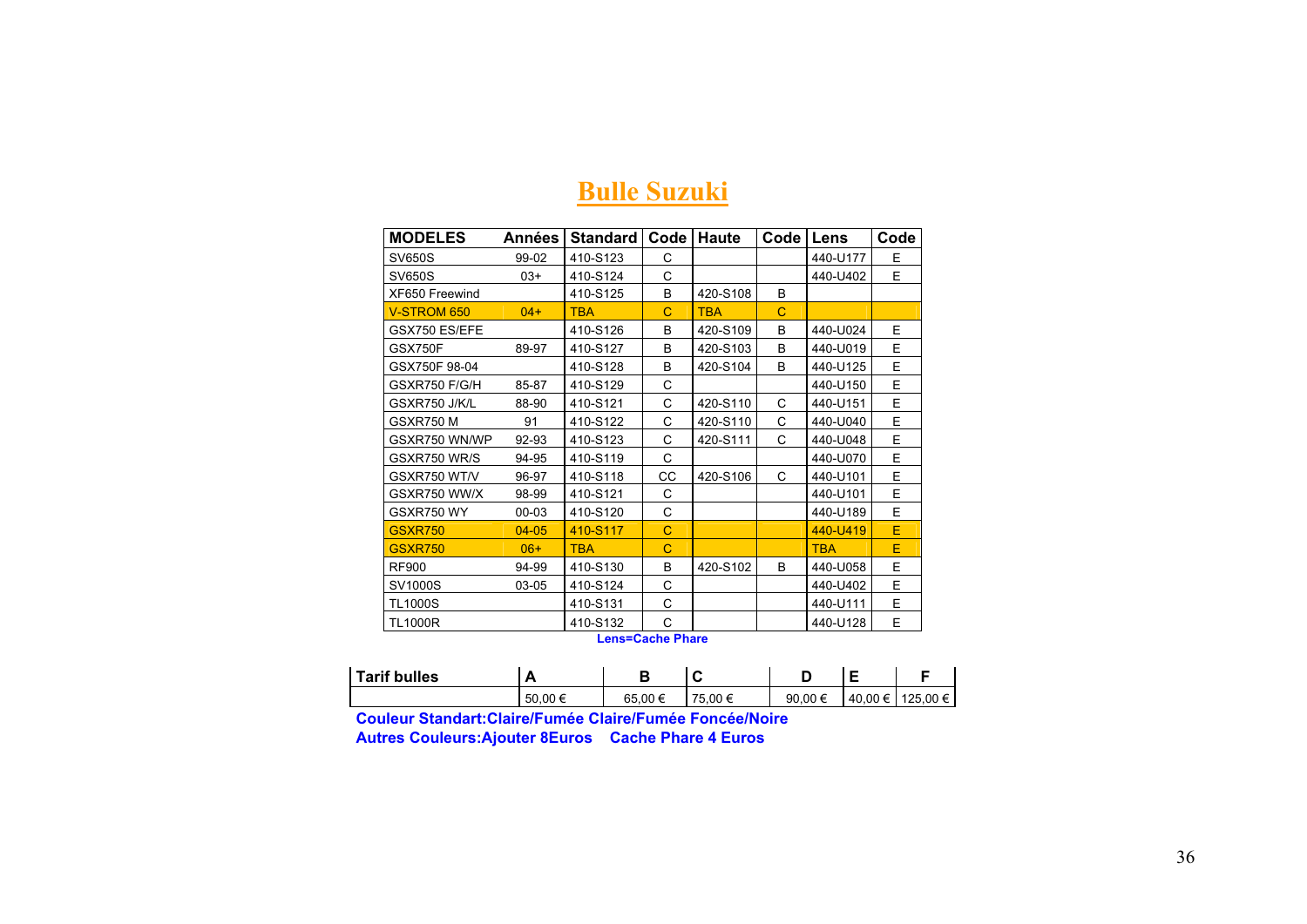# Bulle Suzuki

| MODELES | Années | Standard | Code | Haute | Code | Lens | Code |
|---|---|---|---|---|---|---|---|
| SV650S | 99-02 | 410-S123 | C | | | 440-U177 | E |
| SV650S | 03+ | 410-S124 | C | | | 440-U402 | E |
| XF650 Freewind | | 410-S125 | B | 420-S108 | B | | |
| V-STROM 650 | 04+ | TBA | C | TBA | C | | |
| GSX750 ES/EFE | | 410-S126 | B | 420-S109 | B | 440-U024 | E |
| GSX750F | 89-97 | 410-S127 | B | 420-S103 | B | 440-U019 | E |
| GSX750F 98-04 | | 410-S128 | B | 420-S104 | B | 440-U125 | E |
| GSXR750 F/G/H | 85-87 | 410-S129 | C | | | 440-U150 | E |
| GSXR750 J/K/L | 88-90 | 410-S121 | C | 420-S110 | C | 440-U151 | E |
| GSXR750 M | 91 | 410-S122 | C | 420-S110 | C | 440-U040 | E |
| GSXR750 WN/WP | 92-93 | 410-S123 | C | 420-S111 | C | 440-U048 | E |
| GSXR750 WR/S | 94-95 | 410-S119 | C | | | 440-U070 | E |
| GSXR750 WT/V | 96-97 | 410-S118 | CC | 420-S106 | C | 440-U101 | E |
| GSXR750 WW/X | 98-99 | 410-S121 | C | | | 440-U101 | E |
| GSXR750 WY | 00-03 | 410-S120 | C | | | 440-U189 | E |
| GSXR750 | 04-05 | 410-S117 | C | | | 440-U419 | E |
| GSXR750 | 06+ | TBA | C | | | TBA | E |
| RF900 | 94-99 | 410-S130 | B | 420-S102 | B | 440-U058 | E |
| SV1000S | 03-05 | 410-S124 | C | | | 440-U402 | E |
| TL1000S | | 410-S131 | C | | | 440-U111 | E |
| TL1000R | | 410-S132 | C | | | 440-U128 | E |

**Lens=Cache Phare**

| Tarif bulles | A | B | C | D | E | F |
|---|---|---|---|---|---|---|
| | 50,00 € | 65,00 € | 75,00 € | 90,00 € | 40,00 € | 125,00 € |

**Couleur Standart:Claire/Fumée Claire/Fumée Foncée/Noire**

**Autres Couleurs:Ajouter 8Euros    Cache Phare 4 Euros**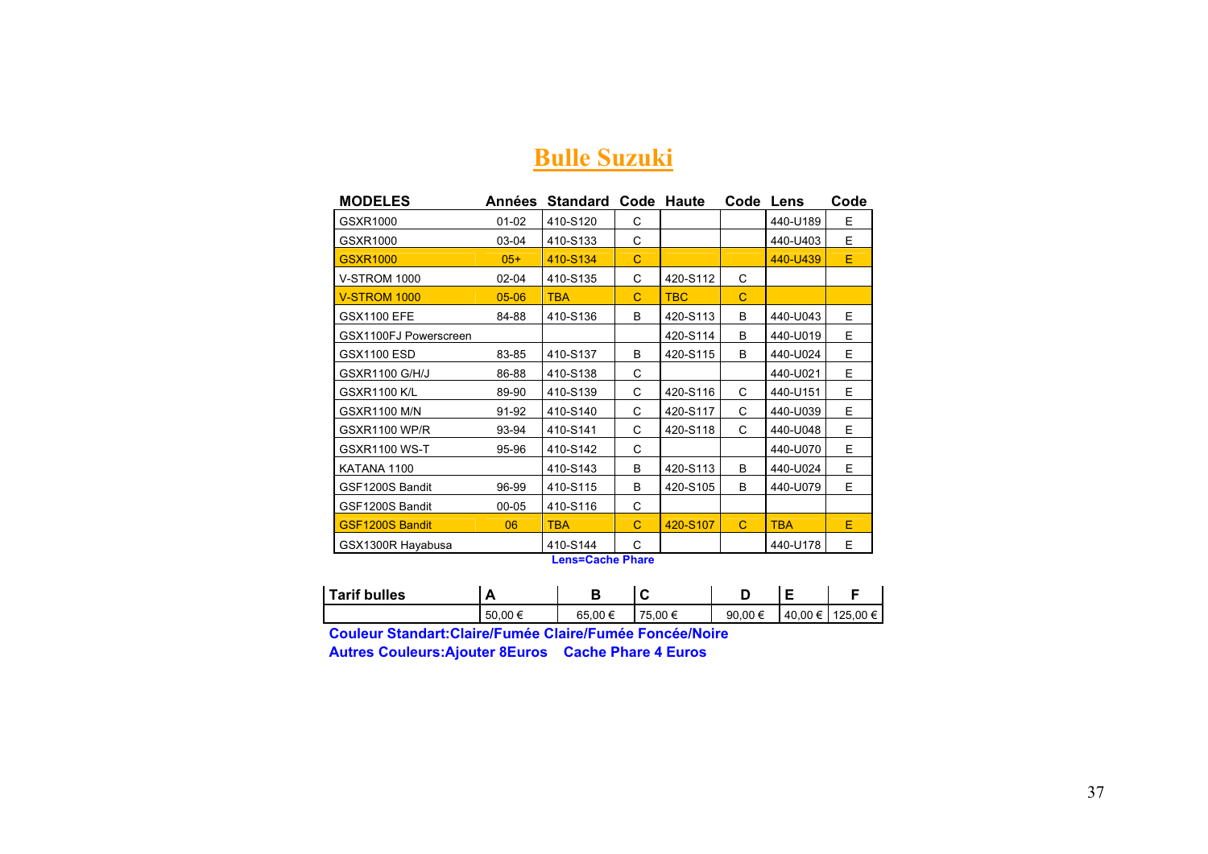# Bulle Suzuki

| MODELES | Années | Standard | Code | Haute | Code | Lens | Code |
|---|---|---|---|---|---|---|---|
| GSXR1000 | 01-02 | 410-S120 | C | | | 440-U189 | E |
| GSXR1000 | 03-04 | 410-S133 | C | | | 440-U403 | E |
| GSXR1000 | 05+ | 410-S134 | C | | | 440-U439 | E |
| V-STROM 1000 | 02-04 | 410-S135 | C | 420-S112 | C | | |
| V-STROM 1000 | 05-06 | TBA | C | TBC | C | | |
| GSX1100 EFE | 84-88 | 410-S136 | B | 420-S113 | B | 440-U043 | E |
| GSX1100FJ Powerscreen | | | | 420-S114 | B | 440-U019 | E |
| GSX1100 ESD | 83-85 | 410-S137 | B | 420-S115 | B | 440-U024 | E |
| GSXR1100 G/H/J | 86-88 | 410-S138 | C | | | 440-U021 | E |
| GSXR1100 K/L | 89-90 | 410-S139 | C | 420-S116 | C | 440-U151 | E |
| GSXR1100 M/N | 91-92 | 410-S140 | C | 420-S117 | C | 440-U039 | E |
| GSXR1100 WP/R | 93-94 | 410-S141 | C | 420-S118 | C | 440-U048 | E |
| GSXR1100 WS-T | 95-96 | 410-S142 | C | | | 440-U070 | E |
| KATANA 1100 | | 410-S143 | B | 420-S113 | B | 440-U024 | E |
| GSF1200S Bandit | 96-99 | 410-S115 | B | 420-S105 | B | 440-U079 | E |
| GSF1200S Bandit | 00-05 | 410-S116 | C | | | | |
| GSF1200S Bandit | 06 | TBA | C | 420-S107 | C | TBA | E |
| GSX1300R Hayabusa | | 410-S144 | C | | | 440-U178 | E |

**Lens=Cache Phare**

| Tarif bulles | A | B | C | D | E | F |
|---|---|---|---|---|---|---|
| | 50,00 € | 65,00 € | 75,00 € | 90,00 € | 40,00 € | 125,00 € |

**Couleur Standart:Claire/Fumée Claire/Fumée Foncée/Noire**

**Autres Couleurs:Ajouter 8Euros    Cache Phare 4 Euros**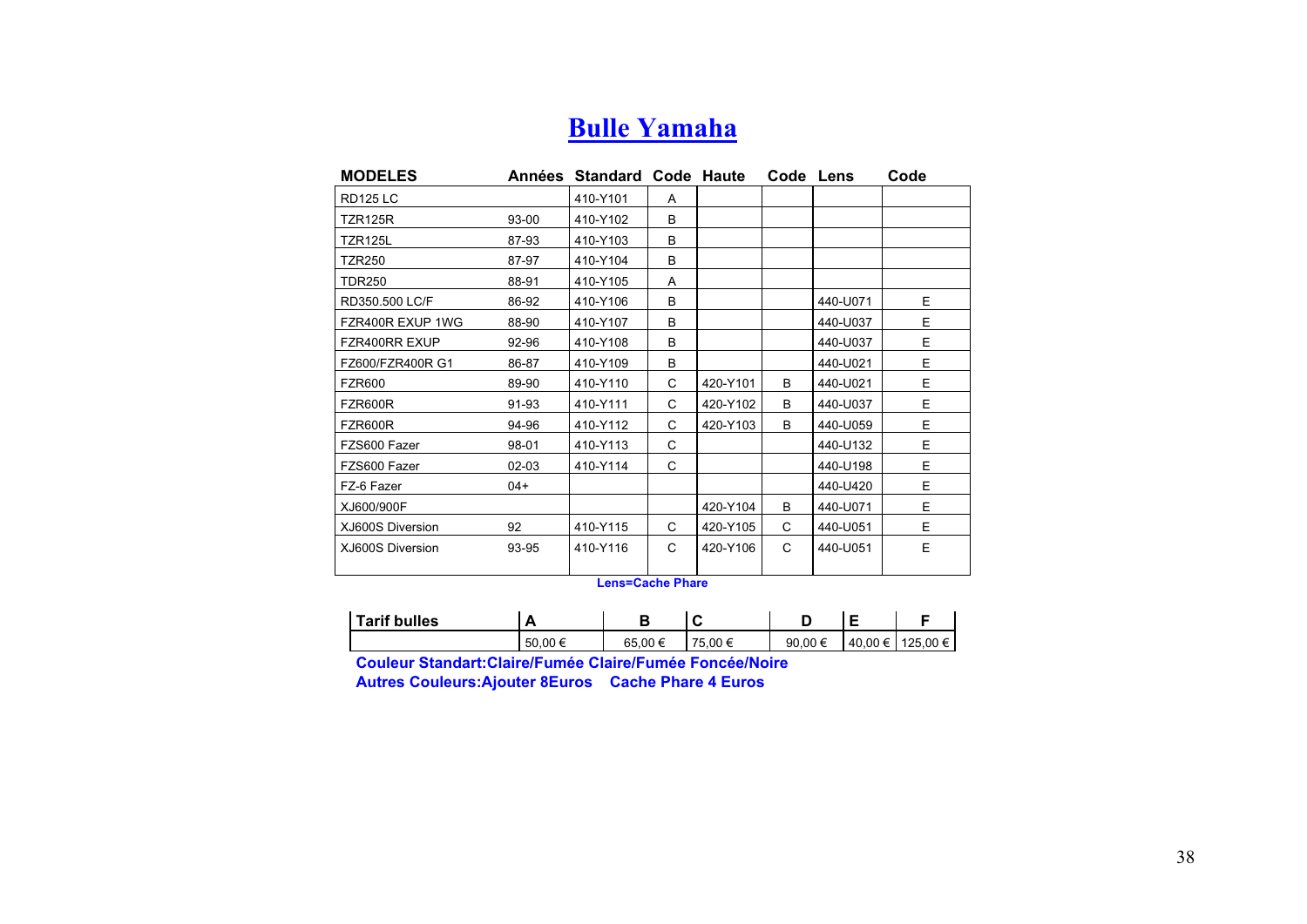# Bulle Yamaha

| MODELES | Années | Standard | Code | Haute | Code | Lens | Code |
|---|---|---|---|---|---|---|---|
| RD125 LC | | 410-Y101 | A | | | | |
| TZR125R | 93-00 | 410-Y102 | B | | | | |
| TZR125L | 87-93 | 410-Y103 | B | | | | |
| TZR250 | 87-97 | 410-Y104 | B | | | | |
| TDR250 | 88-91 | 410-Y105 | A | | | | |
| RD350.500 LC/F | 86-92 | 410-Y106 | B | | | 440-U071 | E |
| FZR400R EXUP 1WG | 88-90 | 410-Y107 | B | | | 440-U037 | E |
| FZR400RR EXUP | 92-96 | 410-Y108 | B | | | 440-U037 | E |
| FZ600/FZR400R G1 | 86-87 | 410-Y109 | B | | | 440-U021 | E |
| FZR600 | 89-90 | 410-Y110 | C | 420-Y101 | B | 440-U021 | E |
| FZR600R | 91-93 | 410-Y111 | C | 420-Y102 | B | 440-U037 | E |
| FZR600R | 94-96 | 410-Y112 | C | 420-Y103 | B | 440-U059 | E |
| FZS600 Fazer | 98-01 | 410-Y113 | C | | | 440-U132 | E |
| FZS600 Fazer | 02-03 | 410-Y114 | C | | | 440-U198 | E |
| FZ-6 Fazer | 04+ | | | | | 440-U420 | E |
| XJ600/900F | | | | 420-Y104 | B | 440-U071 | E |
| XJ600S Diversion | 92 | 410-Y115 | C | 420-Y105 | C | 440-U051 | E |
| XJ600S Diversion | 93-95 | 410-Y116 | C | 420-Y106 | C | 440-U051 | E |

**Lens=Cache Phare**

| Tarif bulles | A | B | C | D | E | F |
|---|---|---|---|---|---|---|
| | 50,00 € | 65,00 € | 75,00 € | 90,00 € | 40,00 € | 125,00 € |

**Couleur Standart:Claire/Fumée Claire/Fumée Foncée/Noire**

**Autres Couleurs:Ajouter 8Euros Cache Phare 4 Euros**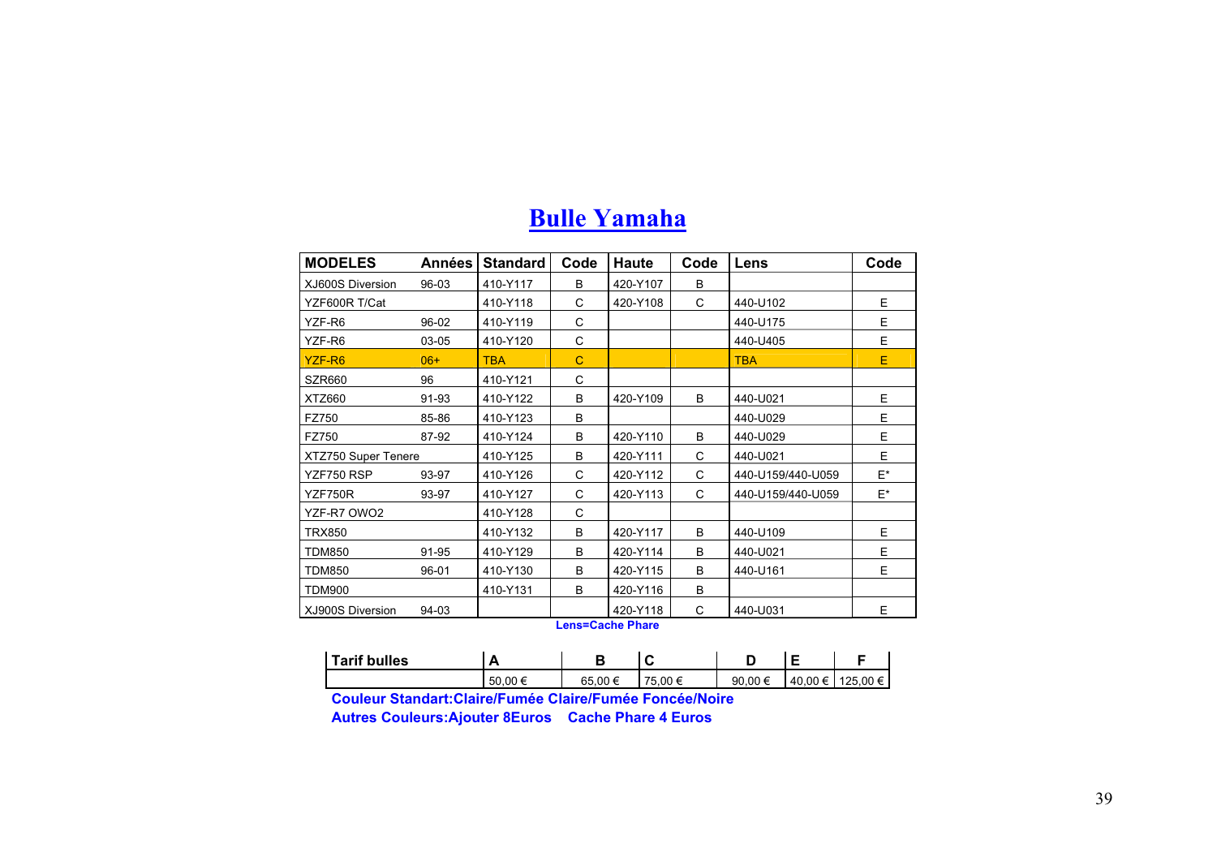# Bulle Yamaha

| MODELES | Années | Standard | Code | Haute | Code | Lens | Code |
|---|---|---|---|---|---|---|---|
| XJ600S Diversion | 96-03 | 410-Y117 | B | 420-Y107 | B | | |
| YZF600R T/Cat | | 410-Y118 | C | 420-Y108 | C | 440-U102 | E |
| YZF-R6 | 96-02 | 410-Y119 | C | | | 440-U175 | E |
| YZF-R6 | 03-05 | 410-Y120 | C | | | 440-U405 | E |
| YZF-R6 | 06+ | TBA | C | | | TBA | E |
| SZR660 | 96 | 410-Y121 | C | | | | |
| XTZ660 | 91-93 | 410-Y122 | B | 420-Y109 | B | 440-U021 | E |
| FZ750 | 85-86 | 410-Y123 | B | | | 440-U029 | E |
| FZ750 | 87-92 | 410-Y124 | B | 420-Y110 | B | 440-U029 | E |
| XTZ750 Super Tenere | | 410-Y125 | B | 420-Y111 | C | 440-U021 | E |
| YZF750 RSP | 93-97 | 410-Y126 | C | 420-Y112 | C | 440-U159/440-U059 | E* |
| YZF750R | 93-97 | 410-Y127 | C | 420-Y113 | C | 440-U159/440-U059 | E* |
| YZF-R7 OWO2 | | 410-Y128 | C | | | | |
| TRX850 | | 410-Y132 | B | 420-Y117 | B | 440-U109 | E |
| TDM850 | 91-95 | 410-Y129 | B | 420-Y114 | B | 440-U021 | E |
| TDM850 | 96-01 | 410-Y130 | B | 420-Y115 | B | 440-U161 | E |
| TDM900 | | 410-Y131 | B | 420-Y116 | B | | |
| XJ900S Diversion | 94-03 | | | 420-Y118 | C | 440-U031 | E |

**Lens=Cache Phare**

| Tarif bulles | A | B | C | D | E | F |
|---|---|---|---|---|---|---|
| | 50,00 € | 65,00 € | 75,00 € | 90,00 € | 40,00 € | 125,00 € |

**Couleur Standart:Claire/Fumée Claire/Fumée Foncée/Noire**

**Autres Couleurs:Ajouter 8Euros    Cache Phare 4 Euros**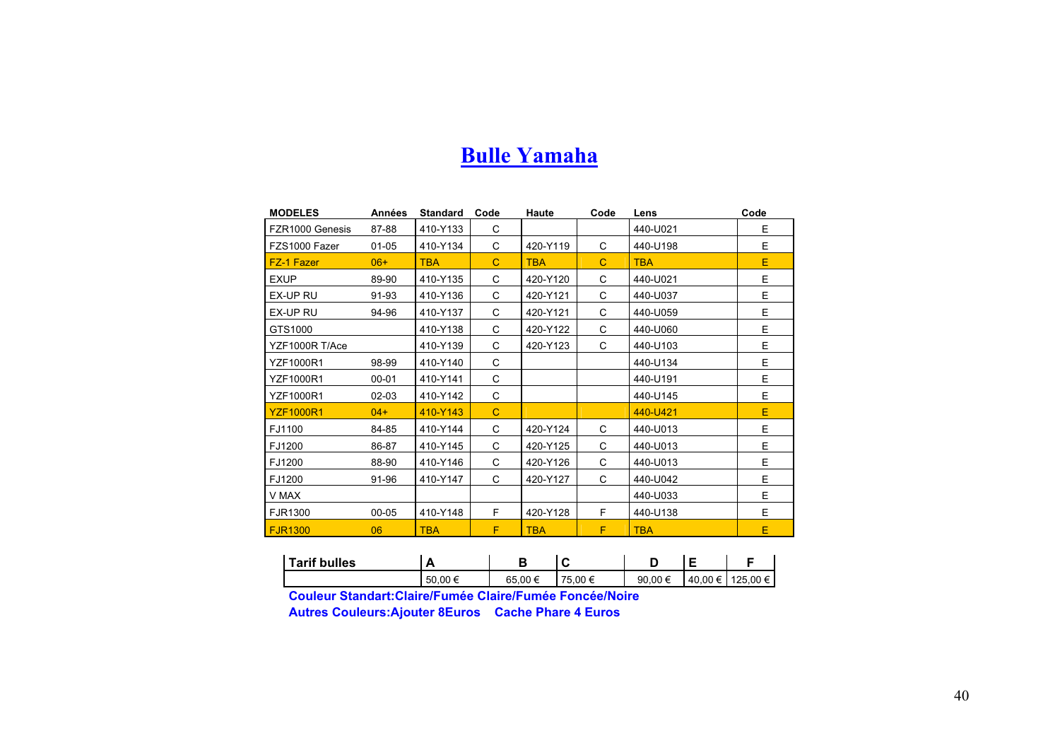# Bulle Yamaha

| MODELES | Années | Standard | Code | Haute | Code | Lens | Code |
|---|---|---|---|---|---|---|---|
| FZR1000 Genesis | 87-88 | 410-Y133 | C | | | 440-U021 | E |
| FZS1000 Fazer | 01-05 | 410-Y134 | C | 420-Y119 | C | 440-U198 | E |
| FZ-1 Fazer | 06+ | TBA | C | TBA | C | TBA | E |
| EXUP | 89-90 | 410-Y135 | C | 420-Y120 | C | 440-U021 | E |
| EX-UP RU | 91-93 | 410-Y136 | C | 420-Y121 | C | 440-U037 | E |
| EX-UP RU | 94-96 | 410-Y137 | C | 420-Y121 | C | 440-U059 | E |
| GTS1000 | | 410-Y138 | C | 420-Y122 | C | 440-U060 | E |
| YZF1000R T/Ace | | 410-Y139 | C | 420-Y123 | C | 440-U103 | E |
| YZF1000R1 | 98-99 | 410-Y140 | C | | | 440-U134 | E |
| YZF1000R1 | 00-01 | 410-Y141 | C | | | 440-U191 | E |
| YZF1000R1 | 02-03 | 410-Y142 | C | | | 440-U145 | E |
| YZF1000R1 | 04+ | 410-Y143 | C | | | 440-U421 | E |
| FJ1100 | 84-85 | 410-Y144 | C | 420-Y124 | C | 440-U013 | E |
| FJ1200 | 86-87 | 410-Y145 | C | 420-Y125 | C | 440-U013 | E |
| FJ1200 | 88-90 | 410-Y146 | C | 420-Y126 | C | 440-U013 | E |
| FJ1200 | 91-96 | 410-Y147 | C | 420-Y127 | C | 440-U042 | E |
| V MAX | | | | | | 440-U033 | E |
| FJR1300 | 00-05 | 410-Y148 | F | 420-Y128 | F | 440-U138 | E |
| FJR1300 | 06 | TBA | F | TBA | F | TBA | E |

| Tarif bulles | A | B | C | D | E | F |
|---|---|---|---|---|---|---|
| | 50,00 € | 65,00 € | 75,00 € | 90,00 € | 40,00 € | 125,00 € |

**Couleur Standart:Claire/Fumée Claire/Fumée Foncée/Noire**

**Autres Couleurs:Ajouter 8Euros Cache Phare 4 Euros**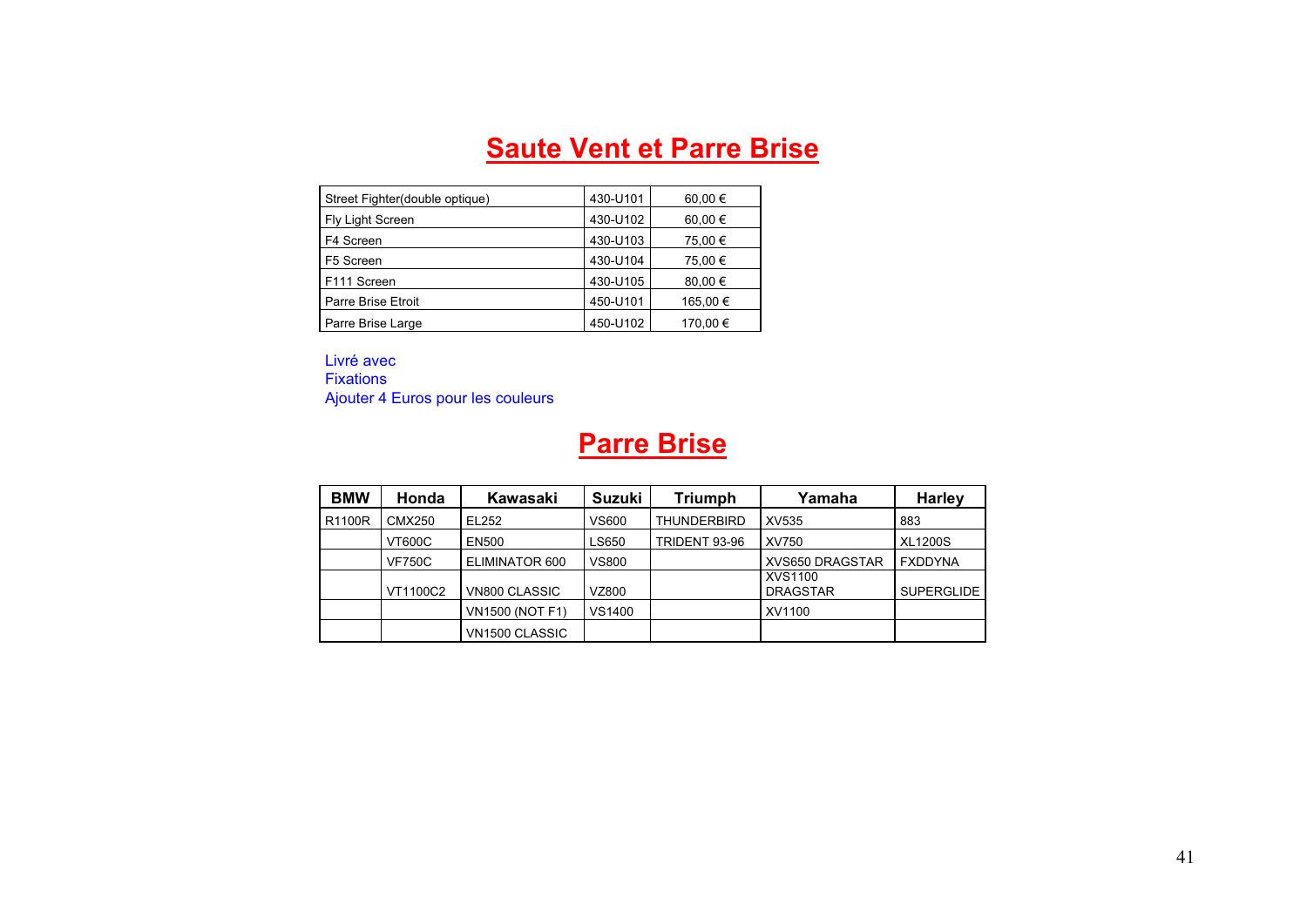# Saute Vent et Parre Brise

| | | |
|---|---|---|
| Street Fighter(double optique) | 430-U101 | 60,00 € |
| Fly Light Screen | 430-U102 | 60,00 € |
| F4 Screen | 430-U103 | 75,00 € |
| F5 Screen | 430-U104 | 75,00 € |
| F111 Screen | 430-U105 | 80,00 € |
| Parre Brise Etroit | 450-U101 | 165,00 € |
| Parre Brise Large | 450-U102 | 170,00 € |

Livré avec
Fixations
Ajouter 4 Euros pour les couleurs

# Parre Brise

| BMW | Honda | Kawasaki | Suzuki | Triumph | Yamaha | Harley |
|---|---|---|---|---|---|---|
| R1100R | CMX250 | EL252 | VS600 | THUNDERBIRD | XV535 | 883 |
| | VT600C | EN500 | LS650 | TRIDENT 93-96 | XV750 | XL1200S |
| | VF750C | ELIMINATOR 600 | VS800 | | XVS650 DRAGSTAR | FXDDYNA |
| | VT1100C2 | VN800 CLASSIC | VZ800 | | XVS1100 DRAGSTAR | SUPERGLIDE |
| | | VN1500 (NOT F1) | VS1400 | | XV1100 | |
| | | VN1500 CLASSIC | | | | |